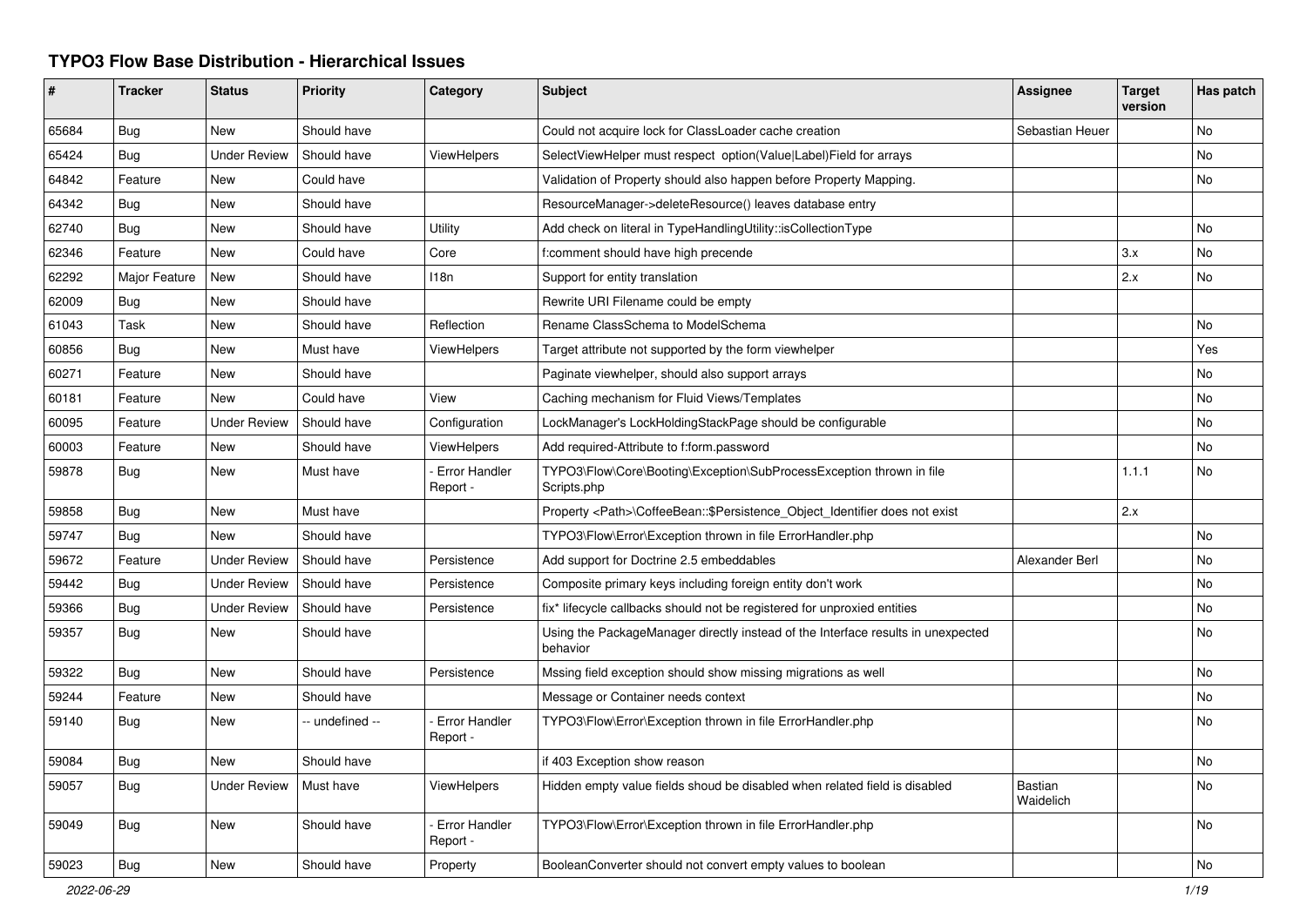# TYPO3 Flow Base Distribution - Hierarchical Issues

| # | Tracker | Status | Priority | Category | Subject | Assignee | Target version | Has patch |
|---|---|---|---|---|---|---|---|---|
| 65684 | Bug | New | Should have | | Could not acquire lock for ClassLoader cache creation | Sebastian Heuer | | No |
| 65424 | Bug | Under Review | Should have | ViewHelpers | SelectViewHelper must respect option(Value\|Label)Field for arrays | | | No |
| 64842 | Feature | New | Could have | | Validation of Property should also happen before Property Mapping. | | | No |
| 64342 | Bug | New | Should have | | ResourceManager->deleteResource() leaves database entry | | | |
| 62740 | Bug | New | Should have | Utility | Add check on literal in TypeHandlingUtility::isCollectionType | | | No |
| 62346 | Feature | New | Could have | Core | f:comment should have high precende | | 3.x | No |
| 62292 | Major Feature | New | Should have | I18n | Support for entity translation | | 2.x | No |
| 62009 | Bug | New | Should have | | Rewrite URI Filename could be empty | | | |
| 61043 | Task | New | Should have | Reflection | Rename ClassSchema to ModelSchema | | | No |
| 60856 | Bug | New | Must have | ViewHelpers | Target attribute not supported by the form viewhelper | | | Yes |
| 60271 | Feature | New | Should have | | Paginate viewhelper, should also support arrays | | | No |
| 60181 | Feature | New | Could have | View | Caching mechanism for Fluid Views/Templates | | | No |
| 60095 | Feature | Under Review | Should have | Configuration | LockManager's LockHoldingStackPage should be configurable | | | No |
| 60003 | Feature | New | Should have | ViewHelpers | Add required-Attribute to f:form.password | | | No |
| 59878 | Bug | New | Must have | - Error Handler Report - | TYPO3\Flow\Core\Booting\Exception\SubProcessException thrown in file Scripts.php | | 1.1.1 | No |
| 59858 | Bug | New | Must have | | Property <Path>\CoffeeBean::$Persistence_Object_Identifier does not exist | | 2.x | |
| 59747 | Bug | New | Should have | | TYPO3\Flow\Error\Exception thrown in file ErrorHandler.php | | | No |
| 59672 | Feature | Under Review | Should have | Persistence | Add support for Doctrine 2.5 embeddables | Alexander Berl | | No |
| 59442 | Bug | Under Review | Should have | Persistence | Composite primary keys including foreign entity don't work | | | No |
| 59366 | Bug | Under Review | Should have | Persistence | fix* lifecycle callbacks should not be registered for unproxied entities | | | No |
| 59357 | Bug | New | Should have | | Using the PackageManager directly instead of the Interface results in unexpected behavior | | | No |
| 59322 | Bug | New | Should have | Persistence | Mssing field exception should show missing migrations as well | | | No |
| 59244 | Feature | New | Should have | | Message or Container needs context | | | No |
| 59140 | Bug | New | -- undefined -- | - Error Handler Report - | TYPO3\Flow\Error\Exception thrown in file ErrorHandler.php | | | No |
| 59084 | Bug | New | Should have | | if 403 Exception show reason | | | No |
| 59057 | Bug | Under Review | Must have | ViewHelpers | Hidden empty value fields shoud be disabled when related field is disabled | Bastian Waidelich | | No |
| 59049 | Bug | New | Should have | - Error Handler Report - | TYPO3\Flow\Error\Exception thrown in file ErrorHandler.php | | | No |
| 59023 | Bug | New | Should have | Property | BooleanConverter should not convert empty values to boolean | | | No |

2022-06-29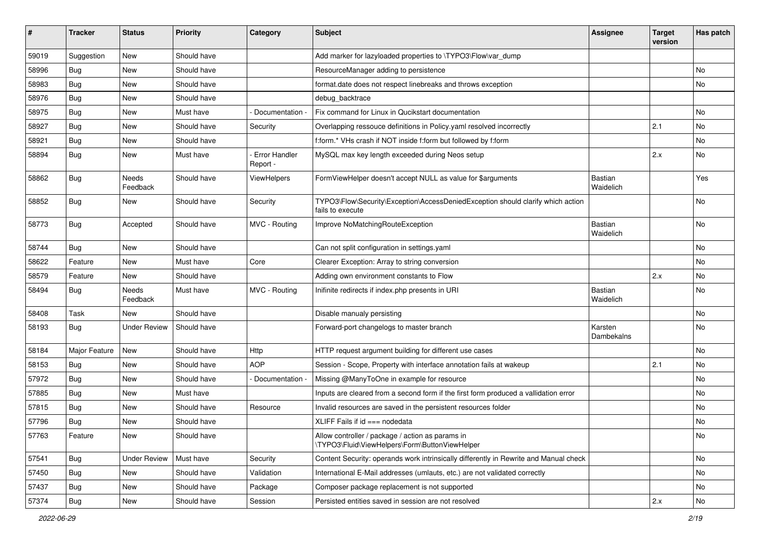| # | Tracker | Status | Priority | Category | Subject | Assignee | Target version | Has patch |
|---|---|---|---|---|---|---|---|---|
| 59019 | Suggestion | New | Should have | | Add marker for lazyloaded properties to \TYPO3\Flow\var_dump | | | |
| 58996 | Bug | New | Should have | | ResourceManager adding to persistence | | | No |
| 58983 | Bug | New | Should have | | format.date does not respect linebreaks and throws exception | | | No |
| 58976 | Bug | New | Should have | | debug_backtrace | | | |
| 58975 | Bug | New | Must have | - Documentation - | Fix command for Linux in Qucikstart documentation | | | No |
| 58927 | Bug | New | Should have | Security | Overlapping ressouce definitions in Policy.yaml resolved incorrectly | | 2.1 | No |
| 58921 | Bug | New | Should have | | f:form.* VHs crash if NOT inside f:form but followed by f:form | | | No |
| 58894 | Bug | New | Must have | - Error Handler Report - | MySQL max key length exceeded during Neos setup | | 2.x | No |
| 58862 | Bug | Needs Feedback | Should have | ViewHelpers | FormViewHelper doesn't accept NULL as value for $arguments | Bastian Waidelich | | Yes |
| 58852 | Bug | New | Should have | Security | TYPO3\Flow\Security\Exception\AccessDeniedException should clarify which action fails to execute | | | No |
| 58773 | Bug | Accepted | Should have | MVC - Routing | Improve NoMatchingRouteException | Bastian Waidelich | | No |
| 58744 | Bug | New | Should have | | Can not split configuration in settings.yaml | | | No |
| 58622 | Feature | New | Must have | Core | Clearer Exception: Array to string conversion | | | No |
| 58579 | Feature | New | Should have | | Adding own environment constants to Flow | | 2.x | No |
| 58494 | Bug | Needs Feedback | Must have | MVC - Routing | Inifinite redirects if index.php presents in URI | Bastian Waidelich | | No |
| 58408 | Task | New | Should have | | Disable manualy persisting | | | No |
| 58193 | Bug | Under Review | Should have | | Forward-port changelogs to master branch | Karsten Dambekalns | | No |
| 58184 | Major Feature | New | Should have | Http | HTTP request argument building for different use cases | | | No |
| 58153 | Bug | New | Should have | AOP | Session - Scope, Property with interface annotation fails at wakeup | | 2.1 | No |
| 57972 | Bug | New | Should have | - Documentation - | Missing @ManyToOne in example for resource | | | No |
| 57885 | Bug | New | Must have | | Inputs are cleared from a second form if the first form produced a vallidation error | | | No |
| 57815 | Bug | New | Should have | Resource | Invalid resources are saved in the persistent resources folder | | | No |
| 57796 | Bug | New | Should have | | XLIFF Fails if id === nodedata | | | No |
| 57763 | Feature | New | Should have | | Allow controller / package / action as params in \TYPO3\Fluid\ViewHelpers\Form\ButtonViewHelper | | | No |
| 57541 | Bug | Under Review | Must have | Security | Content Security: operands work intrinsically differently in Rewrite and Manual check | | | No |
| 57450 | Bug | New | Should have | Validation | International E-Mail addresses (umlauts, etc.) are not validated correctly | | | No |
| 57437 | Bug | New | Should have | Package | Composer package replacement is not supported | | | No |
| 57374 | Bug | New | Should have | Session | Persisted entities saved in session are not resolved | | 2.x | No |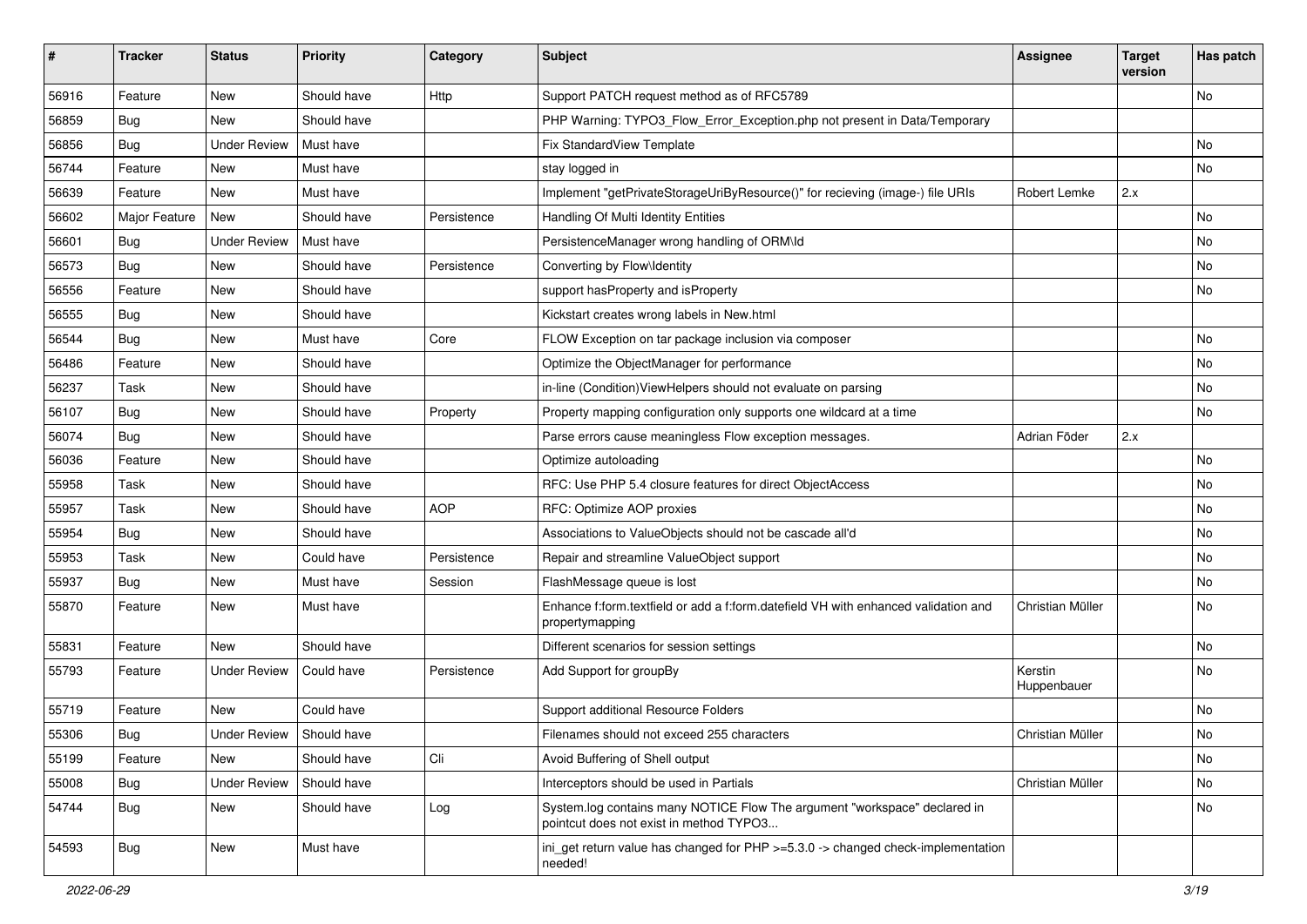| # | Tracker | Status | Priority | Category | Subject | Assignee | Target version | Has patch |
|---|---|---|---|---|---|---|---|---|
| 56916 | Feature | New | Should have | Http | Support PATCH request method as of RFC5789 | | | No |
| 56859 | Bug | New | Should have | | PHP Warning: TYPO3_Flow_Error_Exception.php not present in Data/Temporary | | | |
| 56856 | Bug | Under Review | Must have | | Fix StandardView Template | | | No |
| 56744 | Feature | New | Must have | | stay logged in | | | No |
| 56639 | Feature | New | Must have | | Implement "getPrivateStorageUriByResource()" for recieving (image-) file URIs | Robert Lemke | 2.x | |
| 56602 | Major Feature | New | Should have | Persistence | Handling Of Multi Identity Entities | | | No |
| 56601 | Bug | Under Review | Must have | | PersistenceManager wrong handling of ORM\Id | | | No |
| 56573 | Bug | New | Should have | Persistence | Converting by Flow\Identity | | | No |
| 56556 | Feature | New | Should have | | support hasProperty and isProperty | | | No |
| 56555 | Bug | New | Should have | | Kickstart creates wrong labels in New.html | | | |
| 56544 | Bug | New | Must have | Core | FLOW Exception on tar package inclusion via composer | | | No |
| 56486 | Feature | New | Should have | | Optimize the ObjectManager for performance | | | No |
| 56237 | Task | New | Should have | | in-line (Condition)ViewHelpers should not evaluate on parsing | | | No |
| 56107 | Bug | New | Should have | Property | Property mapping configuration only supports one wildcard at a time | | | No |
| 56074 | Bug | New | Should have | | Parse errors cause meaningless Flow exception messages. | Adrian Föder | 2.x | |
| 56036 | Feature | New | Should have | | Optimize autoloading | | | No |
| 55958 | Task | New | Should have | | RFC: Use PHP 5.4 closure features for direct ObjectAccess | | | No |
| 55957 | Task | New | Should have | AOP | RFC: Optimize AOP proxies | | | No |
| 55954 | Bug | New | Should have | | Associations to ValueObjects should not be cascade all'd | | | No |
| 55953 | Task | New | Could have | Persistence | Repair and streamline ValueObject support | | | No |
| 55937 | Bug | New | Must have | Session | FlashMessage queue is lost | | | No |
| 55870 | Feature | New | Must have | | Enhance f:form.textfield or add a f:form.datefield VH with enhanced validation and propertymapping | Christian Müller | | No |
| 55831 | Feature | New | Should have | | Different scenarios for session settings | | | No |
| 55793 | Feature | Under Review | Could have | Persistence | Add Support for groupBy | Kerstin Huppenbauer | | No |
| 55719 | Feature | New | Could have | | Support additional Resource Folders | | | No |
| 55306 | Bug | Under Review | Should have | | Filenames should not exceed 255 characters | Christian Müller | | No |
| 55199 | Feature | New | Should have | Cli | Avoid Buffering of Shell output | | | No |
| 55008 | Bug | Under Review | Should have | | Interceptors should be used in Partials | Christian Müller | | No |
| 54744 | Bug | New | Should have | Log | System.log contains many NOTICE Flow The argument "workspace" declared in pointcut does not exist in method TYPO3... | | | No |
| 54593 | Bug | New | Must have | | ini_get return value has changed for PHP >=5.3.0 -> changed check-implementation needed! | | | |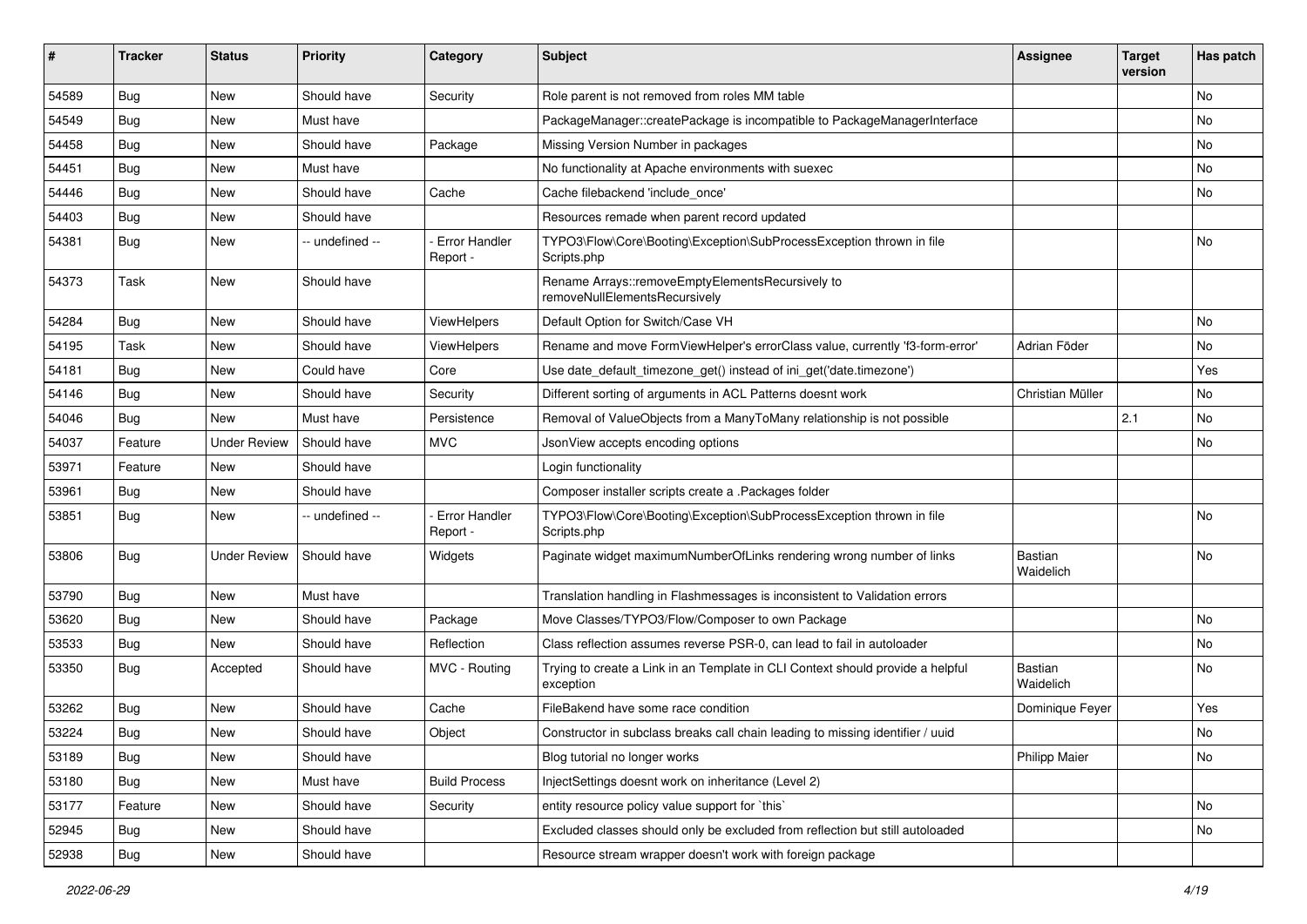| # | Tracker | Status | Priority | Category | Subject | Assignee | Target version | Has patch |
|---|---|---|---|---|---|---|---|---|
| 54589 | Bug | New | Should have | Security | Role parent is not removed from roles MM table | | | No |
| 54549 | Bug | New | Must have | | PackageManager::createPackage is incompatible to PackageManagerInterface | | | No |
| 54458 | Bug | New | Should have | Package | Missing Version Number in packages | | | No |
| 54451 | Bug | New | Must have | | No functionality at Apache environments with suexec | | | No |
| 54446 | Bug | New | Should have | Cache | Cache filebackend 'include_once' | | | No |
| 54403 | Bug | New | Should have | | Resources remade when parent record updated | | | |
| 54381 | Bug | New | -- undefined -- | - Error Handler Report - | TYPO3\Flow\Core\Booting\Exception\SubProcessException thrown in file Scripts.php | | | No |
| 54373 | Task | New | Should have | | Rename Arrays::removeEmptyElementsRecursively to removeNullElementsRecursively | | | |
| 54284 | Bug | New | Should have | ViewHelpers | Default Option for Switch/Case VH | | | No |
| 54195 | Task | New | Should have | ViewHelpers | Rename and move FormViewHelper's errorClass value, currently 'f3-form-error' | Adrian Föder | | No |
| 54181 | Bug | New | Could have | Core | Use date_default_timezone_get() instead of ini_get('date.timezone') | | | Yes |
| 54146 | Bug | New | Should have | Security | Different sorting of arguments in ACL Patterns doesnt work | Christian Müller | | No |
| 54046 | Bug | New | Must have | Persistence | Removal of ValueObjects from a ManyToMany relationship is not possible | | 2.1 | No |
| 54037 | Feature | Under Review | Should have | MVC | JsonView accepts encoding options | | | No |
| 53971 | Feature | New | Should have | | Login functionality | | | |
| 53961 | Bug | New | Should have | | Composer installer scripts create a .Packages folder | | | |
| 53851 | Bug | New | -- undefined -- | - Error Handler Report - | TYPO3\Flow\Core\Booting\Exception\SubProcessException thrown in file Scripts.php | | | No |
| 53806 | Bug | Under Review | Should have | Widgets | Paginate widget maximumNumberOfLinks rendering wrong number of links | Bastian Waidelich | | No |
| 53790 | Bug | New | Must have | | Translation handling in Flashmessages is inconsistent to Validation errors | | | |
| 53620 | Bug | New | Should have | Package | Move Classes/TYPO3/Flow/Composer to own Package | | | No |
| 53533 | Bug | New | Should have | Reflection | Class reflection assumes reverse PSR-0, can lead to fail in autoloader | | | No |
| 53350 | Bug | Accepted | Should have | MVC - Routing | Trying to create a Link in an Template in CLI Context should provide a helpful exception | Bastian Waidelich | | No |
| 53262 | Bug | New | Should have | Cache | FileBakend have some race condition | Dominique Feyer | | Yes |
| 53224 | Bug | New | Should have | Object | Constructor in subclass breaks call chain leading to missing identifier / uuid | | | No |
| 53189 | Bug | New | Should have | | Blog tutorial no longer works | Philipp Maier | | No |
| 53180 | Bug | New | Must have | Build Process | InjectSettings doesnt work on inheritance (Level 2) | | | |
| 53177 | Feature | New | Should have | Security | entity resource policy value support for `this` | | | No |
| 52945 | Bug | New | Should have | | Excluded classes should only be excluded from reflection but still autoloaded | | | No |
| 52938 | Bug | New | Should have | | Resource stream wrapper doesn't work with foreign package | | | |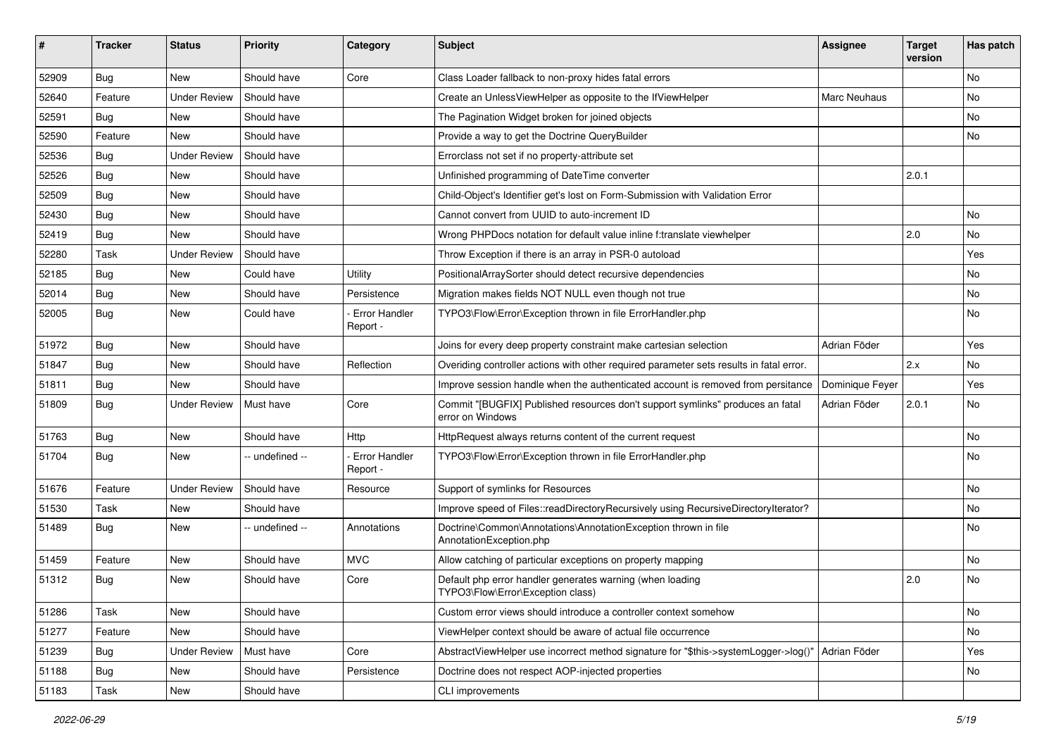| # | Tracker | Status | Priority | Category | Subject | Assignee | Target version | Has patch |
|---|---|---|---|---|---|---|---|---|
| 52909 | Bug | New | Should have | Core | Class Loader fallback to non-proxy hides fatal errors | | | No |
| 52640 | Feature | Under Review | Should have | | Create an UnlessViewHelper as opposite to the IfViewHelper | Marc Neuhaus | | No |
| 52591 | Bug | New | Should have | | The Pagination Widget broken for joined objects | | | No |
| 52590 | Feature | New | Should have | | Provide a way to get the Doctrine QueryBuilder | | | No |
| 52536 | Bug | Under Review | Should have | | Errorclass not set if no property-attribute set | | | |
| 52526 | Bug | New | Should have | | Unfinished programming of DateTime converter | | 2.0.1 | |
| 52509 | Bug | New | Should have | | Child-Object's Identifier get's lost on Form-Submission with Validation Error | | | |
| 52430 | Bug | New | Should have | | Cannot convert from UUID to auto-increment ID | | | No |
| 52419 | Bug | New | Should have | | Wrong PHPDocs notation for default value inline f:translate viewhelper | | 2.0 | No |
| 52280 | Task | Under Review | Should have | | Throw Exception if there is an array in PSR-0 autoload | | | Yes |
| 52185 | Bug | New | Could have | Utility | PositionalArraySorter should detect recursive dependencies | | | No |
| 52014 | Bug | New | Should have | Persistence | Migration makes fields NOT NULL even though not true | | | No |
| 52005 | Bug | New | Could have | - Error Handler Report - | TYPO3\Flow\Error\Exception thrown in file ErrorHandler.php | | | No |
| 51972 | Bug | New | Should have | | Joins for every deep property constraint make cartesian selection | Adrian Föder | | Yes |
| 51847 | Bug | New | Should have | Reflection | Overiding controller actions with other required parameter sets results in fatal error. | | 2.x | No |
| 51811 | Bug | New | Should have | | Improve session handle when the authenticated account is removed from persitance | Dominique Feyer | | Yes |
| 51809 | Bug | Under Review | Must have | Core | Commit "[BUGFIX] Published resources don't support symlinks" produces an fatal error on Windows | Adrian Föder | 2.0.1 | No |
| 51763 | Bug | New | Should have | Http | HttpRequest always returns content of the current request | | | No |
| 51704 | Bug | New | -- undefined -- | - Error Handler Report - | TYPO3\Flow\Error\Exception thrown in file ErrorHandler.php | | | No |
| 51676 | Feature | Under Review | Should have | Resource | Support of symlinks for Resources | | | No |
| 51530 | Task | New | Should have | | Improve speed of Files::readDirectoryRecursively using RecursiveDirectoryIterator? | | | No |
| 51489 | Bug | New | -- undefined -- | Annotations | Doctrine\Common\Annotations\AnnotationException thrown in file AnnotationException.php | | | No |
| 51459 | Feature | New | Should have | MVC | Allow catching of particular exceptions on property mapping | | | No |
| 51312 | Bug | New | Should have | Core | Default php error handler generates warning (when loading TYPO3\Flow\Error\Exception class) | | 2.0 | No |
| 51286 | Task | New | Should have | | Custom error views should introduce a controller context somehow | | | No |
| 51277 | Feature | New | Should have | | ViewHelper context should be aware of actual file occurrence | | | No |
| 51239 | Bug | Under Review | Must have | Core | AbstractViewHelper use incorrect method signature for "$this->systemLogger->log()" | Adrian Föder | | Yes |
| 51188 | Bug | New | Should have | Persistence | Doctrine does not respect AOP-injected properties | | | No |
| 51183 | Task | New | Should have | | CLI improvements | | | |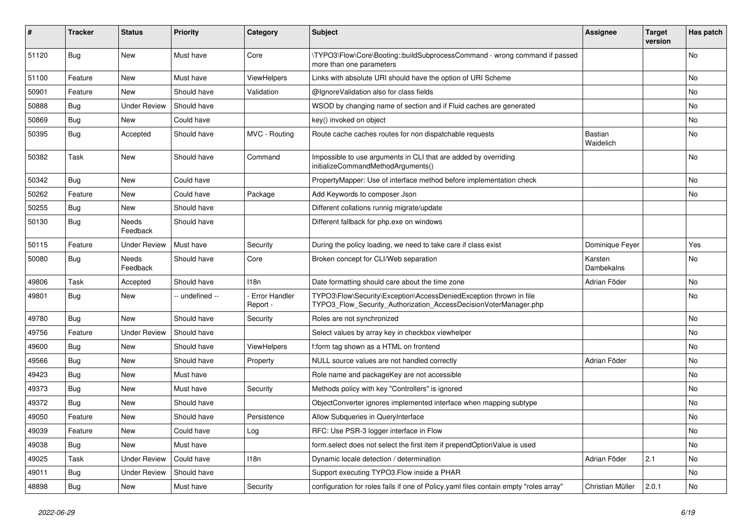| # | Tracker | Status | Priority | Category | Subject | Assignee | Target version | Has patch |
|---|---|---|---|---|---|---|---|---|
| 51120 | Bug | New | Must have | Core | \TYPO3\Flow\Core\Booting::buildSubprocessCommand - wrong command if passed more than one parameters | | | No |
| 51100 | Feature | New | Must have | ViewHelpers | Links with absolute URI should have the option of URI Scheme | | | No |
| 50901 | Feature | New | Should have | Validation | @IgnoreValidation also for class fields | | | No |
| 50888 | Bug | Under Review | Should have | | WSOD by changing name of section and if Fluid caches are generated | | | No |
| 50869 | Bug | New | Could have | | key() invoked on object | | | No |
| 50395 | Bug | Accepted | Should have | MVC - Routing | Route cache caches routes for non dispatchable requests | Bastian Waidelich | | No |
| 50382 | Task | New | Should have | Command | Impossible to use arguments in CLI that are added by overriding initializeCommandMethodArguments() | | | No |
| 50342 | Bug | New | Could have | | PropertyMapper: Use of interface method before implementation check | | | No |
| 50262 | Feature | New | Could have | Package | Add Keywords to composer Json | | | No |
| 50255 | Bug | New | Should have | | Different collations runnig migrate/update | | | |
| 50130 | Bug | Needs Feedback | Should have | | Different fallback for php.exe on windows | | | |
| 50115 | Feature | Under Review | Must have | Security | During the policy loading, we need to take care if class exist | Dominique Feyer | | Yes |
| 50080 | Bug | Needs Feedback | Should have | Core | Broken concept for CLI/Web separation | Karsten Dambekalns | | No |
| 49806 | Task | Accepted | Should have | I18n | Date formatting should care about the time zone | Adrian Föder | | No |
| 49801 | Bug | New | -- undefined -- | - Error Handler Report - | TYPO3\Flow\Security\Exception\AccessDeniedException thrown in file TYPO3_Flow_Security_Authorization_AccessDecisionVoterManager.php | | | No |
| 49780 | Bug | New | Should have | Security | Roles are not synchronized | | | No |
| 49756 | Feature | Under Review | Should have | | Select values by array key in checkbox viewhelper | | | No |
| 49600 | Bug | New | Should have | ViewHelpers | f:form tag shown as a HTML on frontend | | | No |
| 49566 | Bug | New | Should have | Property | NULL source values are not handled correctly | Adrian Föder | | No |
| 49423 | Bug | New | Must have | | Role name and packageKey are not accessible | | | No |
| 49373 | Bug | New | Must have | Security | Methods policy with key "Controllers" is ignored | | | No |
| 49372 | Bug | New | Should have | | ObjectConverter ignores implemented interface when mapping subtype | | | No |
| 49050 | Feature | New | Should have | Persistence | Allow Subqueries in QueryInterface | | | No |
| 49039 | Feature | New | Could have | Log | RFC: Use PSR-3 logger interface in Flow | | | No |
| 49038 | Bug | New | Must have | | form.select does not select the first item if prependOptionValue is used | | | No |
| 49025 | Task | Under Review | Could have | I18n | Dynamic locale detection / determination | Adrian Föder | 2.1 | No |
| 49011 | Bug | Under Review | Should have | | Support executing TYPO3.Flow inside a PHAR | | | No |
| 48898 | Bug | New | Must have | Security | configuration for roles fails if one of Policy.yaml files contain empty "roles array" | Christian Müller | 2.0.1 | No |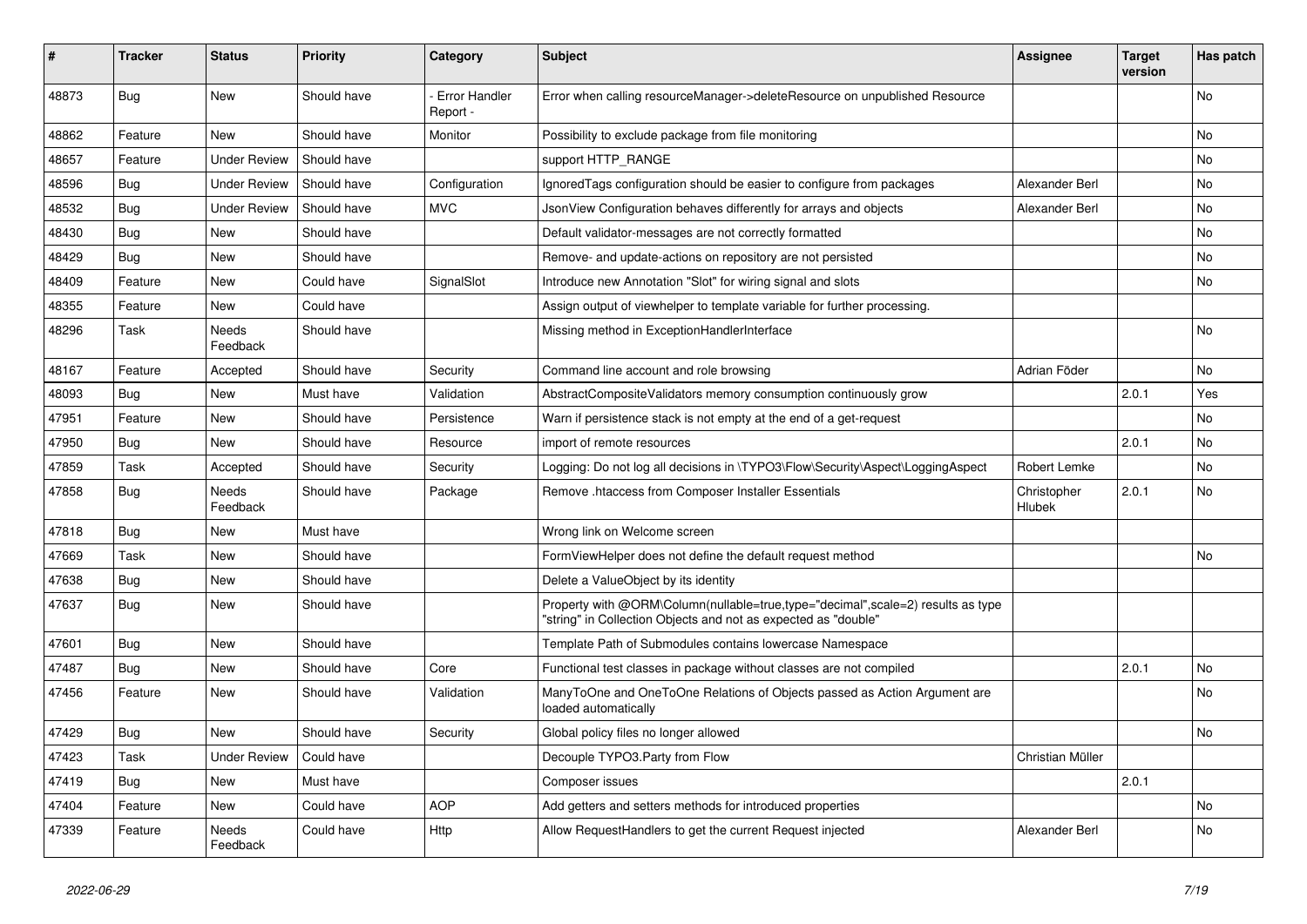| # | Tracker | Status | Priority | Category | Subject | Assignee | Target version | Has patch |
|---|---|---|---|---|---|---|---|---|
| 48873 | Bug | New | Should have | - Error Handler Report - | Error when calling resourceManager->deleteResource on unpublished Resource | | | No |
| 48862 | Feature | New | Should have | Monitor | Possibility to exclude package from file monitoring | | | No |
| 48657 | Feature | Under Review | Should have | | support HTTP_RANGE | | | No |
| 48596 | Bug | Under Review | Should have | Configuration | IgnoredTags configuration should be easier to configure from packages | Alexander Berl | | No |
| 48532 | Bug | Under Review | Should have | MVC | JsonView Configuration behaves differently for arrays and objects | Alexander Berl | | No |
| 48430 | Bug | New | Should have | | Default validator-messages are not correctly formatted | | | No |
| 48429 | Bug | New | Should have | | Remove- and update-actions on repository are not persisted | | | No |
| 48409 | Feature | New | Could have | SignalSlot | Introduce new Annotation "Slot" for wiring signal and slots | | | No |
| 48355 | Feature | New | Could have | | Assign output of viewhelper to template variable for further processing. | | | |
| 48296 | Task | Needs Feedback | Should have | | Missing method in ExceptionHandlerInterface | | | No |
| 48167 | Feature | Accepted | Should have | Security | Command line account and role browsing | Adrian Föder | | No |
| 48093 | Bug | New | Must have | Validation | AbstractCompositeValidators memory consumption continuously grow | | 2.0.1 | Yes |
| 47951 | Feature | New | Should have | Persistence | Warn if persistence stack is not empty at the end of a get-request | | | No |
| 47950 | Bug | New | Should have | Resource | import of remote resources | | 2.0.1 | No |
| 47859 | Task | Accepted | Should have | Security | Logging: Do not log all decisions in \TYPO3\Flow\Security\Aspect\LoggingAspect | Robert Lemke | | No |
| 47858 | Bug | Needs Feedback | Should have | Package | Remove .htaccess from Composer Installer Essentials | Christopher Hlubek | 2.0.1 | No |
| 47818 | Bug | New | Must have | | Wrong link on Welcome screen | | | |
| 47669 | Task | New | Should have | | FormViewHelper does not define the default request method | | | No |
| 47638 | Bug | New | Should have | | Delete a ValueObject by its identity | | | |
| 47637 | Bug | New | Should have | | Property with @ORM\Column(nullable=true,type="decimal",scale=2) results as type "string" in Collection Objects and not as expected as "double" | | | |
| 47601 | Bug | New | Should have | | Template Path of Submodules contains lowercase Namespace | | | |
| 47487 | Bug | New | Should have | Core | Functional test classes in package without classes are not compiled | | 2.0.1 | No |
| 47456 | Feature | New | Should have | Validation | ManyToOne and OneToOne Relations of Objects passed as Action Argument are loaded automatically | | | No |
| 47429 | Bug | New | Should have | Security | Global policy files no longer allowed | | | No |
| 47423 | Task | Under Review | Could have | | Decouple TYPO3.Party from Flow | Christian Müller | | |
| 47419 | Bug | New | Must have | | Composer issues | | 2.0.1 | |
| 47404 | Feature | New | Could have | AOP | Add getters and setters methods for introduced properties | | | No |
| 47339 | Feature | Needs Feedback | Could have | Http | Allow RequestHandlers to get the current Request injected | Alexander Berl | | No |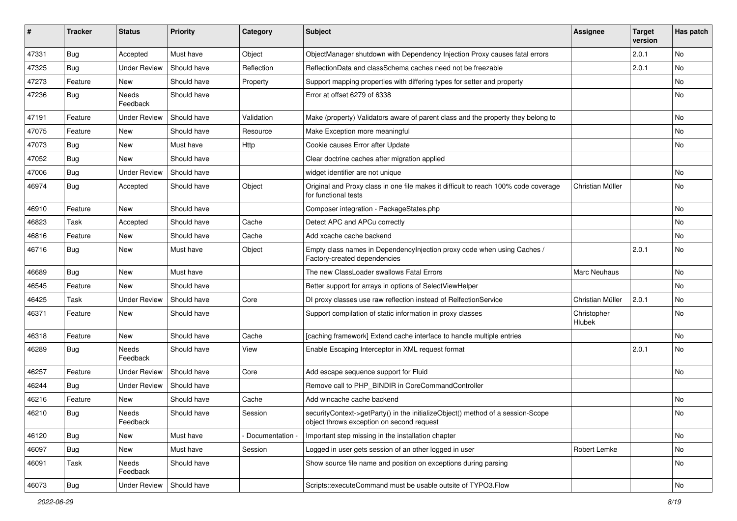| # | Tracker | Status | Priority | Category | Subject | Assignee | Target version | Has patch |
|---|---|---|---|---|---|---|---|---|
| 47331 | Bug | Accepted | Must have | Object | ObjectManager shutdown with Dependency Injection Proxy causes fatal errors | | 2.0.1 | No |
| 47325 | Bug | Under Review | Should have | Reflection | ReflectionData and classSchema caches need not be freezable | | 2.0.1 | No |
| 47273 | Feature | New | Should have | Property | Support mapping properties with differing types for setter and property | | | No |
| 47236 | Bug | Needs Feedback | Should have | | Error at offset 6279 of 6338 | | | No |
| 47191 | Feature | Under Review | Should have | Validation | Make (property) Validators aware of parent class and the property they belong to | | | No |
| 47075 | Feature | New | Should have | Resource | Make Exception more meaningful | | | No |
| 47073 | Bug | New | Must have | Http | Cookie causes Error after Update | | | No |
| 47052 | Bug | New | Should have | | Clear doctrine caches after migration applied | | | |
| 47006 | Bug | Under Review | Should have | | widget identifier are not unique | | | No |
| 46974 | Bug | Accepted | Should have | Object | Original and Proxy class in one file makes it difficult to reach 100% code coverage for functional tests | Christian Müller | | No |
| 46910 | Feature | New | Should have | | Composer integration - PackageStates.php | | | No |
| 46823 | Task | Accepted | Should have | Cache | Detect APC and APCu correctly | | | No |
| 46816 | Feature | New | Should have | Cache | Add xcache cache backend | | | No |
| 46716 | Bug | New | Must have | Object | Empty class names in DependencyInjection proxy code when using Caches / Factory-created dependencies | | 2.0.1 | No |
| 46689 | Bug | New | Must have | | The new ClassLoader swallows Fatal Errors | Marc Neuhaus | | No |
| 46545 | Feature | New | Should have | | Better support for arrays in options of SelectViewHelper | | | No |
| 46425 | Task | Under Review | Should have | Core | DI proxy classes use raw reflection instead of RelfectionService | Christian Müller | 2.0.1 | No |
| 46371 | Feature | New | Should have | | Support compilation of static information in proxy classes | Christopher Hlubek | | No |
| 46318 | Feature | New | Should have | Cache | [caching framework] Extend cache interface to handle multiple entries | | | No |
| 46289 | Bug | Needs Feedback | Should have | View | Enable Escaping Interceptor in XML request format | | 2.0.1 | No |
| 46257 | Feature | Under Review | Should have | Core | Add escape sequence support for Fluid | | | No |
| 46244 | Bug | Under Review | Should have | | Remove call to PHP_BINDIR in CoreCommandController | | | |
| 46216 | Feature | New | Should have | Cache | Add wincache cache backend | | | No |
| 46210 | Bug | Needs Feedback | Should have | Session | securityContext->getParty() in the initializeObject() method of a session-Scope object throws exception on second request | | | No |
| 46120 | Bug | New | Must have | - Documentation - | Important step missing in the installation chapter | | | No |
| 46097 | Bug | New | Must have | Session | Logged in user gets session of an other logged in user | Robert Lemke | | No |
| 46091 | Task | Needs Feedback | Should have | | Show source file name and position on exceptions during parsing | | | No |
| 46073 | Bug | Under Review | Should have | | Scripts::executeCommand must be usable outsite of TYPO3.Flow | | | No |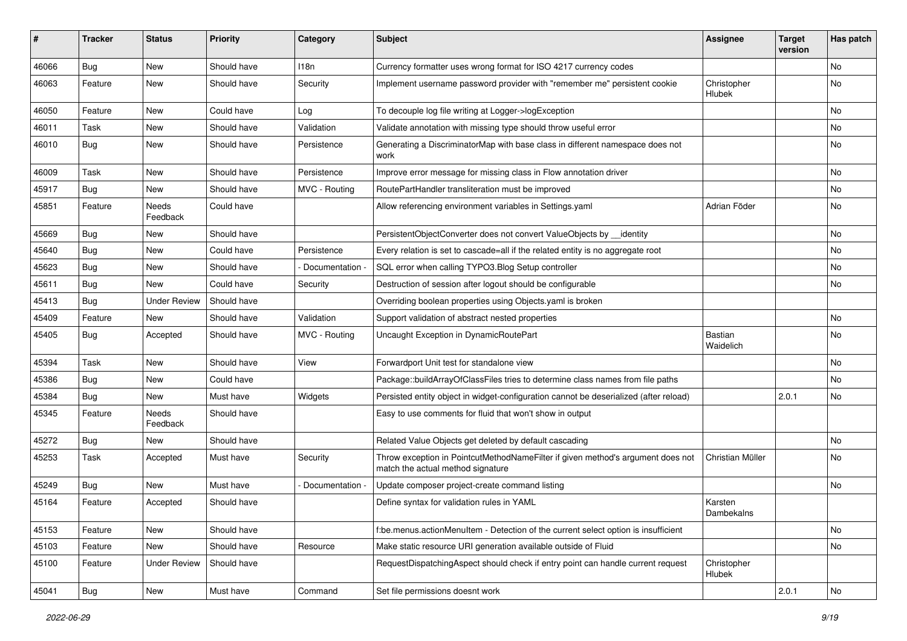| # | Tracker | Status | Priority | Category | Subject | Assignee | Target version | Has patch |
|---|---|---|---|---|---|---|---|---|
| 46066 | Bug | New | Should have | I18n | Currency formatter uses wrong format for ISO 4217 currency codes | | | No |
| 46063 | Feature | New | Should have | Security | Implement username password provider with "remember me" persistent cookie | Christopher Hlubek | | No |
| 46050 | Feature | New | Could have | Log | To decouple log file writing at Logger->logException | | | No |
| 46011 | Task | New | Should have | Validation | Validate annotation with missing type should throw useful error | | | No |
| 46010 | Bug | New | Should have | Persistence | Generating a DiscriminatorMap with base class in different namespace does not work | | | No |
| 46009 | Task | New | Should have | Persistence | Improve error message for missing class in Flow annotation driver | | | No |
| 45917 | Bug | New | Should have | MVC - Routing | RoutePartHandler transliteration must be improved | | | No |
| 45851 | Feature | Needs Feedback | Could have | | Allow referencing environment variables in Settings.yaml | Adrian Föder | | No |
| 45669 | Bug | New | Should have | | PersistentObjectConverter does not convert ValueObjects by __identity | | | No |
| 45640 | Bug | New | Could have | Persistence | Every relation is set to cascade=all if the related entity is no aggregate root | | | No |
| 45623 | Bug | New | Should have | - Documentation - | SQL error when calling TYPO3.Blog Setup controller | | | No |
| 45611 | Bug | New | Could have | Security | Destruction of session after logout should be configurable | | | No |
| 45413 | Bug | Under Review | Should have | | Overriding boolean properties using Objects.yaml is broken | | | |
| 45409 | Feature | New | Should have | Validation | Support validation of abstract nested properties | | | No |
| 45405 | Bug | Accepted | Should have | MVC - Routing | Uncaught Exception in DynamicRoutePart | Bastian Waidelich | | No |
| 45394 | Task | New | Should have | View | Forwardport Unit test for standalone view | | | No |
| 45386 | Bug | New | Could have | | Package::buildArrayOfClassFiles tries to determine class names from file paths | | | No |
| 45384 | Bug | New | Must have | Widgets | Persisted entity object in widget-configuration cannot be deserialized (after reload) | | 2.0.1 | No |
| 45345 | Feature | Needs Feedback | Should have | | Easy to use comments for fluid that won't show in output | | | |
| 45272 | Bug | New | Should have | | Related Value Objects get deleted by default cascading | | | No |
| 45253 | Task | Accepted | Must have | Security | Throw exception in PointcutMethodNameFilter if given method's argument does not match the actual method signature | Christian Müller | | No |
| 45249 | Bug | New | Must have | - Documentation - | Update composer project-create command listing | | | No |
| 45164 | Feature | Accepted | Should have | | Define syntax for validation rules in YAML | Karsten Dambekalns | | |
| 45153 | Feature | New | Should have | | f:be.menus.actionMenuItem - Detection of the current select option is insufficient | | | No |
| 45103 | Feature | New | Should have | Resource | Make static resource URI generation available outside of Fluid | | | No |
| 45100 | Feature | Under Review | Should have | | RequestDispatchingAspect should check if entry point can handle current request | Christopher Hlubek | | |
| 45041 | Bug | New | Must have | Command | Set file permissions doesnt work | | 2.0.1 | No |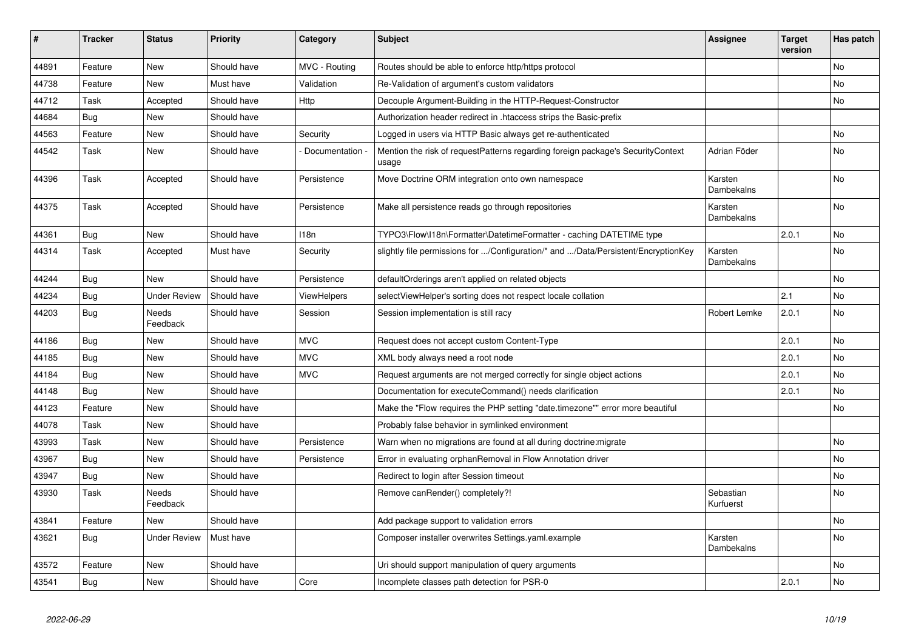| # | Tracker | Status | Priority | Category | Subject | Assignee | Target version | Has patch |
|---|---|---|---|---|---|---|---|---|
| 44891 | Feature | New | Should have | MVC - Routing | Routes should be able to enforce http/https protocol | | | No |
| 44738 | Feature | New | Must have | Validation | Re-Validation of argument's custom validators | | | No |
| 44712 | Task | Accepted | Should have | Http | Decouple Argument-Building in the HTTP-Request-Constructor | | | No |
| 44684 | Bug | New | Should have | | Authorization header redirect in .htaccess strips the Basic-prefix | | | |
| 44563 | Feature | New | Should have | Security | Logged in users via HTTP Basic always get re-authenticated | | | No |
| 44542 | Task | New | Should have | - Documentation - | Mention the risk of requestPatterns regarding foreign package's SecurityContext usage | Adrian Föder | | No |
| 44396 | Task | Accepted | Should have | Persistence | Move Doctrine ORM integration onto own namespace | Karsten Dambekalns | | No |
| 44375 | Task | Accepted | Should have | Persistence | Make all persistence reads go through repositories | Karsten Dambekalns | | No |
| 44361 | Bug | New | Should have | I18n | TYPO3\Flow\I18n\Formatter\DatetimeFormatter - caching DATETIME type | | 2.0.1 | No |
| 44314 | Task | Accepted | Must have | Security | slightly file permissions for .../Configuration/* and .../Data/Persistent/EncryptionKey | Karsten Dambekalns | | No |
| 44244 | Bug | New | Should have | Persistence | defaultOrderings aren't applied on related objects | | | No |
| 44234 | Bug | Under Review | Should have | ViewHelpers | selectViewHelper's sorting does not respect locale collation | | 2.1 | No |
| 44203 | Bug | Needs Feedback | Should have | Session | Session implementation is still racy | Robert Lemke | 2.0.1 | No |
| 44186 | Bug | New | Should have | MVC | Request does not accept custom Content-Type | | 2.0.1 | No |
| 44185 | Bug | New | Should have | MVC | XML body always need a root node | | 2.0.1 | No |
| 44184 | Bug | New | Should have | MVC | Request arguments are not merged correctly for single object actions | | 2.0.1 | No |
| 44148 | Bug | New | Should have | | Documentation for executeCommand() needs clarification | | 2.0.1 | No |
| 44123 | Feature | New | Should have | | Make the "Flow requires the PHP setting "date.timezone"" error more beautiful | | | No |
| 44078 | Task | New | Should have | | Probably false behavior in symlinked environment | | | |
| 43993 | Task | New | Should have | Persistence | Warn when no migrations are found at all during doctrine:migrate | | | No |
| 43967 | Bug | New | Should have | Persistence | Error in evaluating orphanRemoval in Flow Annotation driver | | | No |
| 43947 | Bug | New | Should have | | Redirect to login after Session timeout | | | No |
| 43930 | Task | Needs Feedback | Should have | | Remove canRender() completely?! | Sebastian Kurfuerst | | No |
| 43841 | Feature | New | Should have | | Add package support to validation errors | | | No |
| 43621 | Bug | Under Review | Must have | | Composer installer overwrites Settings.yaml.example | Karsten Dambekalns | | No |
| 43572 | Feature | New | Should have | | Uri should support manipulation of query arguments | | | No |
| 43541 | Bug | New | Should have | Core | Incomplete classes path detection for PSR-0 | | 2.0.1 | No |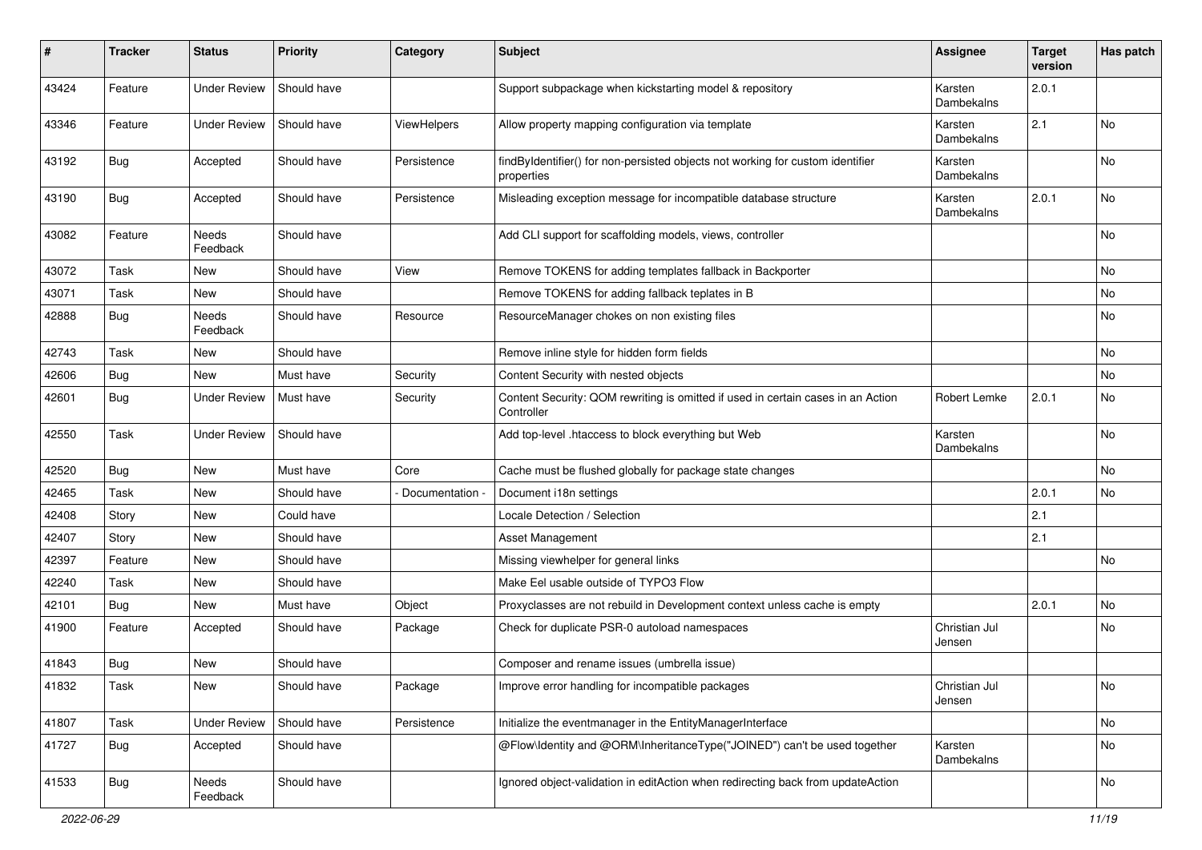| # | Tracker | Status | Priority | Category | Subject | Assignee | Target version | Has patch |
|---|---|---|---|---|---|---|---|---|
| 43424 | Feature | Under Review | Should have | | Support subpackage when kickstarting model & repository | Karsten Dambekalns | 2.0.1 | |
| 43346 | Feature | Under Review | Should have | ViewHelpers | Allow property mapping configuration via template | Karsten Dambekalns | 2.1 | No |
| 43192 | Bug | Accepted | Should have | Persistence | findByIdentifier() for non-persisted objects not working for custom identifier properties | Karsten Dambekalns | | No |
| 43190 | Bug | Accepted | Should have | Persistence | Misleading exception message for incompatible database structure | Karsten Dambekalns | 2.0.1 | No |
| 43082 | Feature | Needs Feedback | Should have | | Add CLI support for scaffolding models, views, controller | | | No |
| 43072 | Task | New | Should have | View | Remove TOKENS for adding templates fallback in Backporter | | | No |
| 43071 | Task | New | Should have | | Remove TOKENS for adding fallback teplates in B | | | No |
| 42888 | Bug | Needs Feedback | Should have | Resource | ResourceManager chokes on non existing files | | | No |
| 42743 | Task | New | Should have | | Remove inline style for hidden form fields | | | No |
| 42606 | Bug | New | Must have | Security | Content Security with nested objects | | | No |
| 42601 | Bug | Under Review | Must have | Security | Content Security: QOM rewriting is omitted if used in certain cases in an Action Controller | Robert Lemke | 2.0.1 | No |
| 42550 | Task | Under Review | Should have | | Add top-level .htaccess to block everything but Web | Karsten Dambekalns | | No |
| 42520 | Bug | New | Must have | Core | Cache must be flushed globally for package state changes | | | No |
| 42465 | Task | New | Should have | - Documentation - | Document i18n settings | | 2.0.1 | No |
| 42408 | Story | New | Could have | | Locale Detection / Selection | | 2.1 | |
| 42407 | Story | New | Should have | | Asset Management | | 2.1 | |
| 42397 | Feature | New | Should have | | Missing viewhelper for general links | | | No |
| 42240 | Task | New | Should have | | Make Eel usable outside of TYPO3 Flow | | | |
| 42101 | Bug | New | Must have | Object | Proxyclasses are not rebuild in Development context unless cache is empty | | 2.0.1 | No |
| 41900 | Feature | Accepted | Should have | Package | Check for duplicate PSR-0 autoload namespaces | Christian Jul Jensen | | No |
| 41843 | Bug | New | Should have | | Composer and rename issues (umbrella issue) | | | |
| 41832 | Task | New | Should have | Package | Improve error handling for incompatible packages | Christian Jul Jensen | | No |
| 41807 | Task | Under Review | Should have | Persistence | Initialize the eventmanager in the EntityManagerInterface | | | No |
| 41727 | Bug | Accepted | Should have | | @Flow\Identity and @ORM\InheritanceType("JOINED") can't be used together | Karsten Dambekalns | | No |
| 41533 | Bug | Needs Feedback | Should have | | Ignored object-validation in editAction when redirecting back from updateAction | | | No |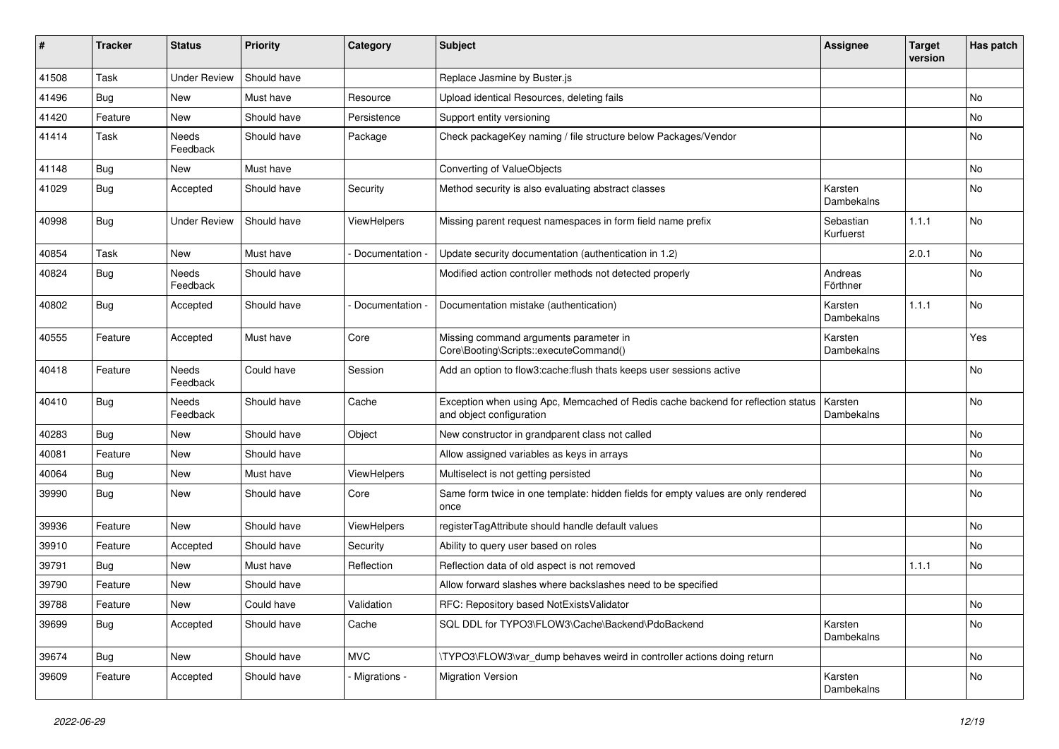| # | Tracker | Status | Priority | Category | Subject | Assignee | Target version | Has patch |
|---|---|---|---|---|---|---|---|---|
| 41508 | Task | Under Review | Should have | | Replace Jasmine by Buster.js | | | |
| 41496 | Bug | New | Must have | Resource | Upload identical Resources, deleting fails | | | No |
| 41420 | Feature | New | Should have | Persistence | Support entity versioning | | | No |
| 41414 | Task | Needs Feedback | Should have | Package | Check packageKey naming / file structure below Packages/Vendor | | | No |
| 41148 | Bug | New | Must have | | Converting of ValueObjects | | | No |
| 41029 | Bug | Accepted | Should have | Security | Method security is also evaluating abstract classes | Karsten Dambekalns | | No |
| 40998 | Bug | Under Review | Should have | ViewHelpers | Missing parent request namespaces in form field name prefix | Sebastian Kurfuerst | 1.1.1 | No |
| 40854 | Task | New | Must have | - Documentation - | Update security documentation (authentication in 1.2) | | 2.0.1 | No |
| 40824 | Bug | Needs Feedback | Should have | | Modified action controller methods not detected properly | Andreas Förthner | | No |
| 40802 | Bug | Accepted | Should have | - Documentation - | Documentation mistake (authentication) | Karsten Dambekalns | 1.1.1 | No |
| 40555 | Feature | Accepted | Must have | Core | Missing command arguments parameter in Core\Booting\Scripts::executeCommand() | Karsten Dambekalns | | Yes |
| 40418 | Feature | Needs Feedback | Could have | Session | Add an option to flow3:cache:flush thats keeps user sessions active | | | No |
| 40410 | Bug | Needs Feedback | Should have | Cache | Exception when using Apc, Memcached of Redis cache backend for reflection status and object configuration | Karsten Dambekalns | | No |
| 40283 | Bug | New | Should have | Object | New constructor in grandparent class not called | | | No |
| 40081 | Feature | New | Should have | | Allow assigned variables as keys in arrays | | | No |
| 40064 | Bug | New | Must have | ViewHelpers | Multiselect is not getting persisted | | | No |
| 39990 | Bug | New | Should have | Core | Same form twice in one template: hidden fields for empty values are only rendered once | | | No |
| 39936 | Feature | New | Should have | ViewHelpers | registerTagAttribute should handle default values | | | No |
| 39910 | Feature | Accepted | Should have | Security | Ability to query user based on roles | | | No |
| 39791 | Bug | New | Must have | Reflection | Reflection data of old aspect is not removed | | 1.1.1 | No |
| 39790 | Feature | New | Should have | | Allow forward slashes where backslashes need to be specified | | | |
| 39788 | Feature | New | Could have | Validation | RFC: Repository based NotExistsValidator | | | No |
| 39699 | Bug | Accepted | Should have | Cache | SQL DDL for TYPO3\FLOW3\Cache\Backend\PdoBackend | Karsten Dambekalns | | No |
| 39674 | Bug | New | Should have | MVC | \TYPO3\FLOW3\var_dump behaves weird in controller actions doing return | | | No |
| 39609 | Feature | Accepted | Should have | - Migrations - | Migration Version | Karsten Dambekalns | | No |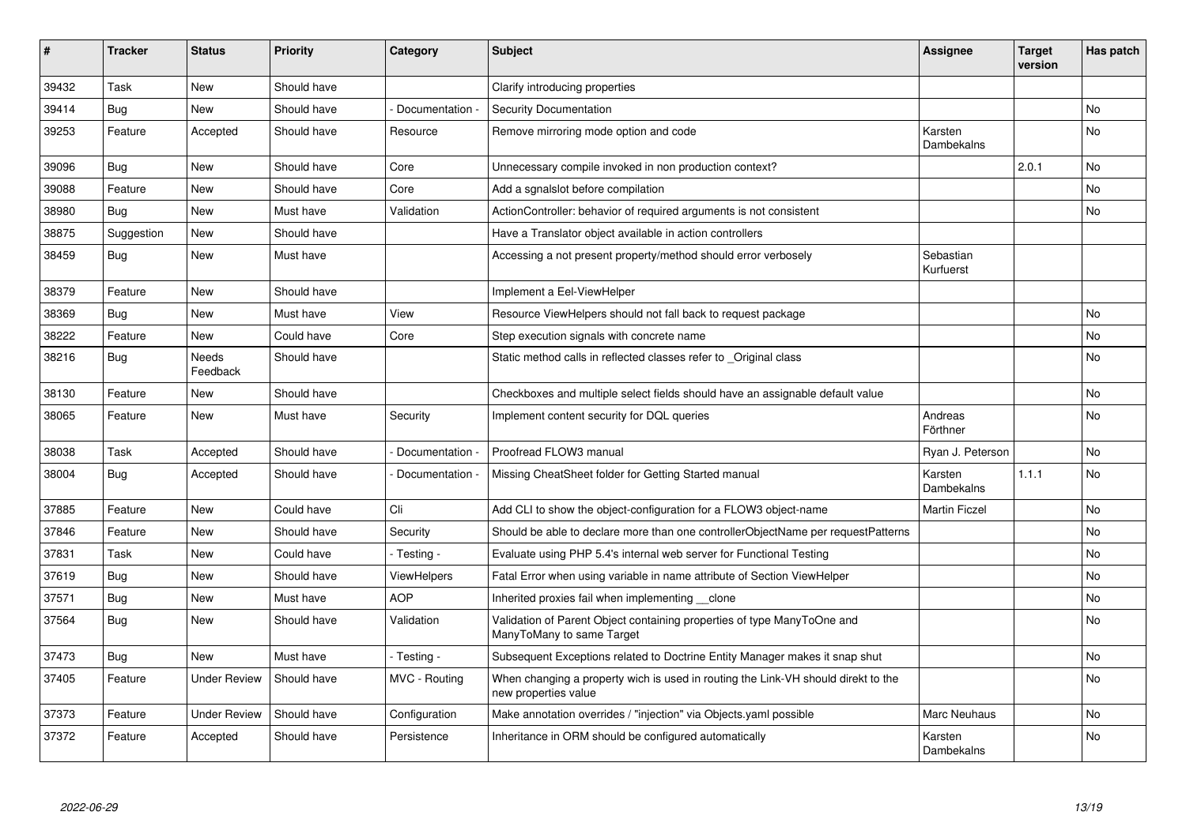| # | Tracker | Status | Priority | Category | Subject | Assignee | Target version | Has patch |
|---|---|---|---|---|---|---|---|---|
| 39432 | Task | New | Should have | | Clarify introducing properties | | | |
| 39414 | Bug | New | Should have | - Documentation - | Security Documentation | | | No |
| 39253 | Feature | Accepted | Should have | Resource | Remove mirroring mode option and code | Karsten Dambekalns | | No |
| 39096 | Bug | New | Should have | Core | Unnecessary compile invoked in non production context? | | 2.0.1 | No |
| 39088 | Feature | New | Should have | Core | Add a sgnalslot before compilation | | | No |
| 38980 | Bug | New | Must have | Validation | ActionController: behavior of required arguments is not consistent | | | No |
| 38875 | Suggestion | New | Should have | | Have a Translator object available in action controllers | | | |
| 38459 | Bug | New | Must have | | Accessing a not present property/method should error verbosely | Sebastian Kurfuerst | | |
| 38379 | Feature | New | Should have | | Implement a Eel-ViewHelper | | | |
| 38369 | Bug | New | Must have | View | Resource ViewHelpers should not fall back to request package | | | No |
| 38222 | Feature | New | Could have | Core | Step execution signals with concrete name | | | No |
| 38216 | Bug | Needs Feedback | Should have | | Static method calls in reflected classes refer to _Original class | | | No |
| 38130 | Feature | New | Should have | | Checkboxes and multiple select fields should have an assignable default value | | | No |
| 38065 | Feature | New | Must have | Security | Implement content security for DQL queries | Andreas Förthner | | No |
| 38038 | Task | Accepted | Should have | - Documentation - | Proofread FLOW3 manual | Ryan J. Peterson | | No |
| 38004 | Bug | Accepted | Should have | - Documentation - | Missing CheatSheet folder for Getting Started manual | Karsten Dambekalns | 1.1.1 | No |
| 37885 | Feature | New | Could have | Cli | Add CLI to show the object-configuration for a FLOW3 object-name | Martin Ficzel | | No |
| 37846 | Feature | New | Should have | Security | Should be able to declare more than one controllerObjectName per requestPatterns | | | No |
| 37831 | Task | New | Could have | - Testing - | Evaluate using PHP 5.4's internal web server for Functional Testing | | | No |
| 37619 | Bug | New | Should have | ViewHelpers | Fatal Error when using variable in name attribute of Section ViewHelper | | | No |
| 37571 | Bug | New | Must have | AOP | Inherited proxies fail when implementing __clone | | | No |
| 37564 | Bug | New | Should have | Validation | Validation of Parent Object containing properties of type ManyToOne and ManyToMany to same Target | | | No |
| 37473 | Bug | New | Must have | - Testing - | Subsequent Exceptions related to Doctrine Entity Manager makes it snap shut | | | No |
| 37405 | Feature | Under Review | Should have | MVC - Routing | When changing a property wich is used in routing the Link-VH should direkt to the new properties value | | | No |
| 37373 | Feature | Under Review | Should have | Configuration | Make annotation overrides / "injection" via Objects.yaml possible | Marc Neuhaus | | No |
| 37372 | Feature | Accepted | Should have | Persistence | Inheritance in ORM should be configured automatically | Karsten Dambekalns | | No |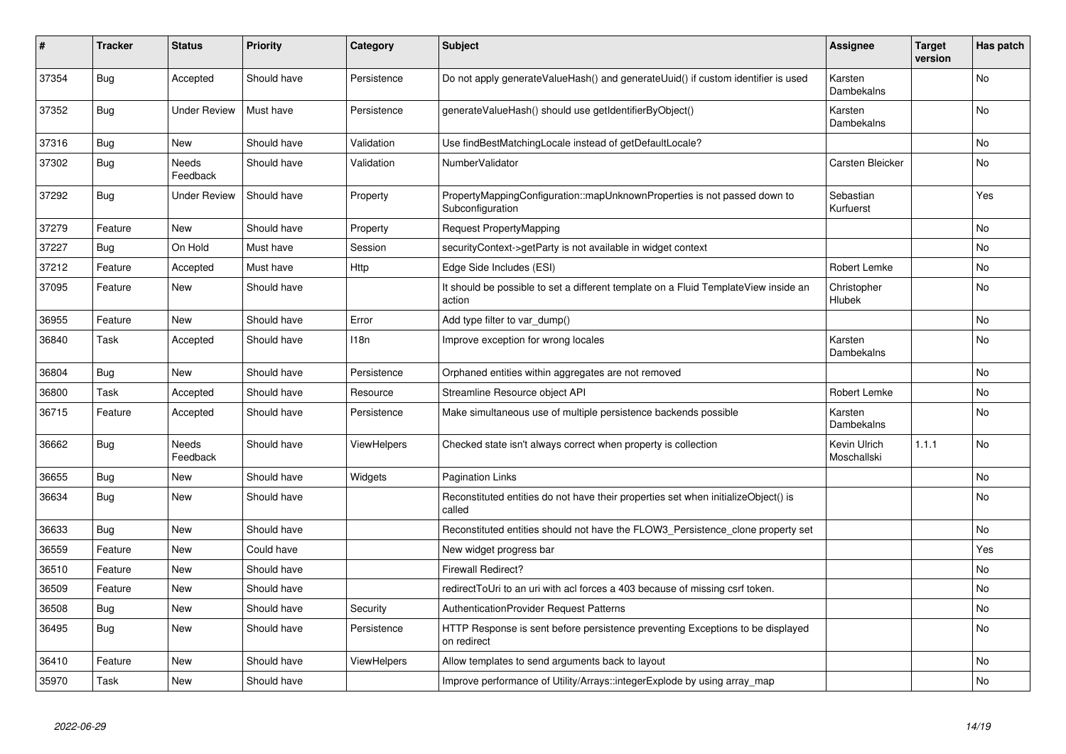| # | Tracker | Status | Priority | Category | Subject | Assignee | Target version | Has patch |
|---|---|---|---|---|---|---|---|---|
| 37354 | Bug | Accepted | Should have | Persistence | Do not apply generateValueHash() and generateUuid() if custom identifier is used | Karsten Dambekalns | | No |
| 37352 | Bug | Under Review | Must have | Persistence | generateValueHash() should use getIdentifierByObject() | Karsten Dambekalns | | No |
| 37316 | Bug | New | Should have | Validation | Use findBestMatchingLocale instead of getDefaultLocale? | | | No |
| 37302 | Bug | Needs Feedback | Should have | Validation | NumberValidator | Carsten Bleicker | | No |
| 37292 | Bug | Under Review | Should have | Property | PropertyMappingConfiguration::mapUnknownProperties is not passed down to Subconfiguration | Sebastian Kurfuerst | | Yes |
| 37279 | Feature | New | Should have | Property | Request PropertyMapping | | | No |
| 37227 | Bug | On Hold | Must have | Session | securityContext->getParty is not available in widget context | | | No |
| 37212 | Feature | Accepted | Must have | Http | Edge Side Includes (ESI) | Robert Lemke | | No |
| 37095 | Feature | New | Should have | | It should be possible to set a different template on a Fluid TemplateView inside an action | Christopher Hlubek | | No |
| 36955 | Feature | New | Should have | Error | Add type filter to var_dump() | | | No |
| 36840 | Task | Accepted | Should have | I18n | Improve exception for wrong locales | Karsten Dambekalns | | No |
| 36804 | Bug | New | Should have | Persistence | Orphaned entities within aggregates are not removed | | | No |
| 36800 | Task | Accepted | Should have | Resource | Streamline Resource object API | Robert Lemke | | No |
| 36715 | Feature | Accepted | Should have | Persistence | Make simultaneous use of multiple persistence backends possible | Karsten Dambekalns | | No |
| 36662 | Bug | Needs Feedback | Should have | ViewHelpers | Checked state isn't always correct when property is collection | Kevin Ulrich Moschallski | 1.1.1 | No |
| 36655 | Bug | New | Should have | Widgets | Pagination Links | | | No |
| 36634 | Bug | New | Should have | | Reconstituted entities do not have their properties set when initializeObject() is called | | | No |
| 36633 | Bug | New | Should have | | Reconstituted entities should not have the FLOW3_Persistence_clone property set | | | No |
| 36559 | Feature | New | Could have | | New widget progress bar | | | Yes |
| 36510 | Feature | New | Should have | | Firewall Redirect? | | | No |
| 36509 | Feature | New | Should have | | redirectToUri to an uri with acl forces a 403 because of missing csrf token. | | | No |
| 36508 | Bug | New | Should have | Security | AuthenticationProvider Request Patterns | | | No |
| 36495 | Bug | New | Should have | Persistence | HTTP Response is sent before persistence preventing Exceptions to be displayed on redirect | | | No |
| 36410 | Feature | New | Should have | ViewHelpers | Allow templates to send arguments back to layout | | | No |
| 35970 | Task | New | Should have | | Improve performance of Utility/Arrays::integerExplode by using array_map | | | No |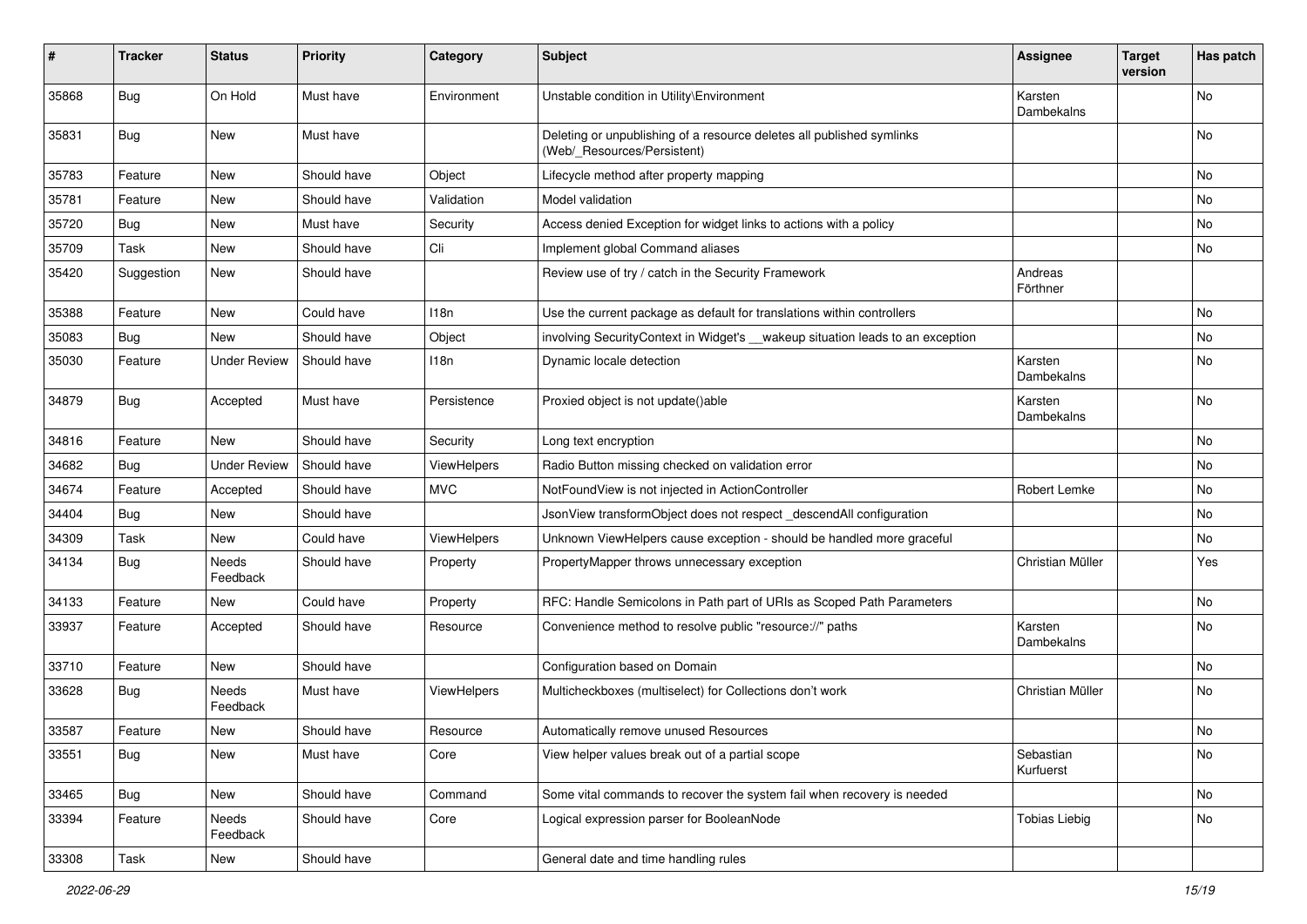| # | Tracker | Status | Priority | Category | Subject | Assignee | Target version | Has patch |
|---|---|---|---|---|---|---|---|---|
| 35868 | Bug | On Hold | Must have | Environment | Unstable condition in Utility\Environment | Karsten Dambekalns | | No |
| 35831 | Bug | New | Must have | | Deleting or unpublishing of a resource deletes all published symlinks (Web/_Resources/Persistent) | | | No |
| 35783 | Feature | New | Should have | Object | Lifecycle method after property mapping | | | No |
| 35781 | Feature | New | Should have | Validation | Model validation | | | No |
| 35720 | Bug | New | Must have | Security | Access denied Exception for widget links to actions with a policy | | | No |
| 35709 | Task | New | Should have | Cli | Implement global Command aliases | | | No |
| 35420 | Suggestion | New | Should have | | Review use of try / catch in the Security Framework | Andreas Förthner | | |
| 35388 | Feature | New | Could have | I18n | Use the current package as default for translations within controllers | | | No |
| 35083 | Bug | New | Should have | Object | involving SecurityContext in Widget's __wakeup situation leads to an exception | | | No |
| 35030 | Feature | Under Review | Should have | I18n | Dynamic locale detection | Karsten Dambekalns | | No |
| 34879 | Bug | Accepted | Must have | Persistence | Proxied object is not update()able | Karsten Dambekalns | | No |
| 34816 | Feature | New | Should have | Security | Long text encryption | | | No |
| 34682 | Bug | Under Review | Should have | ViewHelpers | Radio Button missing checked on validation error | | | No |
| 34674 | Feature | Accepted | Should have | MVC | NotFoundView is not injected in ActionController | Robert Lemke | | No |
| 34404 | Bug | New | Should have | | JsonView transformObject does not respect _descendAll configuration | | | No |
| 34309 | Task | New | Could have | ViewHelpers | Unknown ViewHelpers cause exception - should be handled more graceful | | | No |
| 34134 | Bug | Needs Feedback | Should have | Property | PropertyMapper throws unnecessary exception | Christian Müller | | Yes |
| 34133 | Feature | New | Could have | Property | RFC: Handle Semicolons in Path part of URIs as Scoped Path Parameters | | | No |
| 33937 | Feature | Accepted | Should have | Resource | Convenience method to resolve public "resource://" paths | Karsten Dambekalns | | No |
| 33710 | Feature | New | Should have | | Configuration based on Domain | | | No |
| 33628 | Bug | Needs Feedback | Must have | ViewHelpers | Multicheckboxes (multiselect) for Collections don't work | Christian Müller | | No |
| 33587 | Feature | New | Should have | Resource | Automatically remove unused Resources | | | No |
| 33551 | Bug | New | Must have | Core | View helper values break out of a partial scope | Sebastian Kurfuerst | | No |
| 33465 | Bug | New | Should have | Command | Some vital commands to recover the system fail when recovery is needed | | | No |
| 33394 | Feature | Needs Feedback | Should have | Core | Logical expression parser for BooleanNode | Tobias Liebig | | No |
| 33308 | Task | New | Should have | | General date and time handling rules | | | |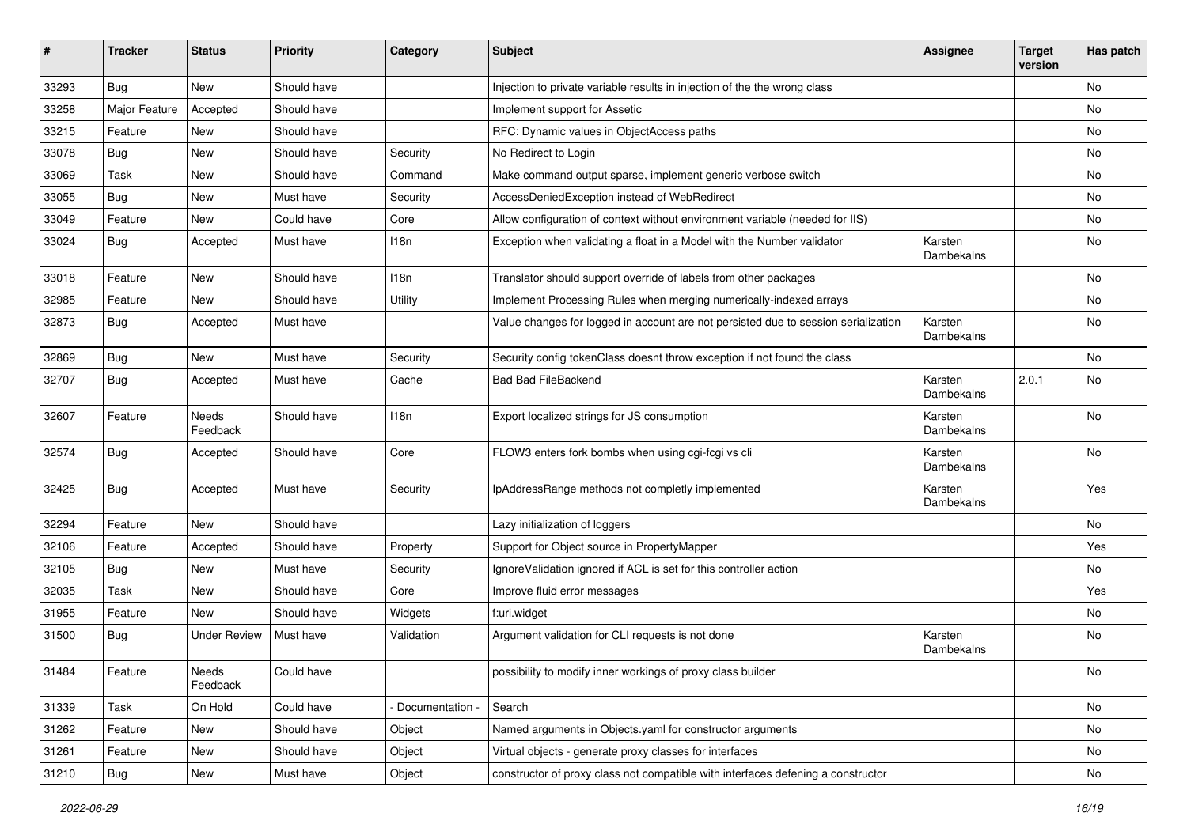| # | Tracker | Status | Priority | Category | Subject | Assignee | Target version | Has patch |
|---|---|---|---|---|---|---|---|---|
| 33293 | Bug | New | Should have | | Injection to private variable results in injection of the the wrong class | | | No |
| 33258 | Major Feature | Accepted | Should have | | Implement support for Assetic | | | No |
| 33215 | Feature | New | Should have | | RFC: Dynamic values in ObjectAccess paths | | | No |
| 33078 | Bug | New | Should have | Security | No Redirect to Login | | | No |
| 33069 | Task | New | Should have | Command | Make command output sparse, implement generic verbose switch | | | No |
| 33055 | Bug | New | Must have | Security | AccessDeniedException instead of WebRedirect | | | No |
| 33049 | Feature | New | Could have | Core | Allow configuration of context without environment variable (needed for IIS) | | | No |
| 33024 | Bug | Accepted | Must have | I18n | Exception when validating a float in a Model with the Number validator | Karsten Dambekalns | | No |
| 33018 | Feature | New | Should have | I18n | Translator should support override of labels from other packages | | | No |
| 32985 | Feature | New | Should have | Utility | Implement Processing Rules when merging numerically-indexed arrays | | | No |
| 32873 | Bug | Accepted | Must have | | Value changes for logged in account are not persisted due to session serialization | Karsten Dambekalns | | No |
| 32869 | Bug | New | Must have | Security | Security config tokenClass doesnt throw exception if not found the class | | | No |
| 32707 | Bug | Accepted | Must have | Cache | Bad Bad FileBackend | Karsten Dambekalns | 2.0.1 | No |
| 32607 | Feature | Needs Feedback | Should have | I18n | Export localized strings for JS consumption | Karsten Dambekalns | | No |
| 32574 | Bug | Accepted | Should have | Core | FLOW3 enters fork bombs when using cgi-fcgi vs cli | Karsten Dambekalns | | No |
| 32425 | Bug | Accepted | Must have | Security | IpAddressRange methods not completly implemented | Karsten Dambekalns | | Yes |
| 32294 | Feature | New | Should have | | Lazy initialization of loggers | | | No |
| 32106 | Feature | Accepted | Should have | Property | Support for Object source in PropertyMapper | | | Yes |
| 32105 | Bug | New | Must have | Security | IgnoreValidation ignored if ACL is set for this controller action | | | No |
| 32035 | Task | New | Should have | Core | Improve fluid error messages | | | Yes |
| 31955 | Feature | New | Should have | Widgets | f:uri.widget | | | No |
| 31500 | Bug | Under Review | Must have | Validation | Argument validation for CLI requests is not done | Karsten Dambekalns | | No |
| 31484 | Feature | Needs Feedback | Could have | | possibility to modify inner workings of proxy class builder | | | No |
| 31339 | Task | On Hold | Could have | - Documentation - | Search | | | No |
| 31262 | Feature | New | Should have | Object | Named arguments in Objects.yaml for constructor arguments | | | No |
| 31261 | Feature | New | Should have | Object | Virtual objects - generate proxy classes for interfaces | | | No |
| 31210 | Bug | New | Must have | Object | constructor of proxy class not compatible with interfaces defening a constructor | | | No |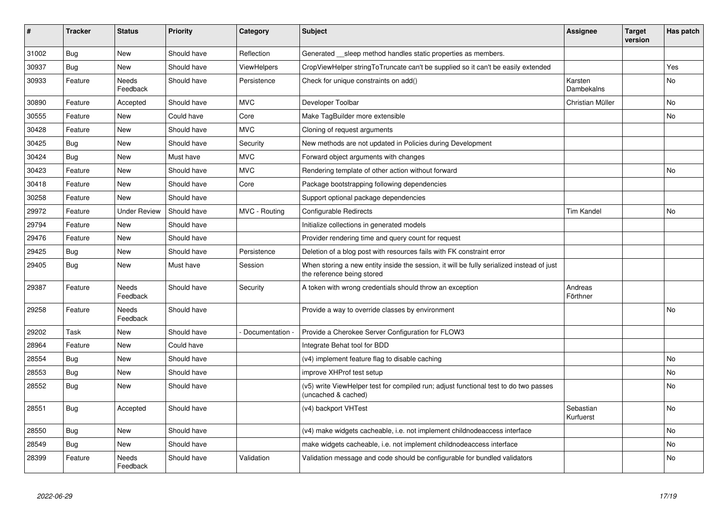| # | Tracker | Status | Priority | Category | Subject | Assignee | Target version | Has patch |
|---|---|---|---|---|---|---|---|---|
| 31002 | Bug | New | Should have | Reflection | Generated __sleep method handles static properties as members. | | | |
| 30937 | Bug | New | Should have | ViewHelpers | CropViewHelper stringToTruncate can't be supplied so it can't be easily extended | | | Yes |
| 30933 | Feature | Needs Feedback | Should have | Persistence | Check for unique constraints on add() | Karsten Dambekalns | | No |
| 30890 | Feature | Accepted | Should have | MVC | Developer Toolbar | Christian Müller | | No |
| 30555 | Feature | New | Could have | Core | Make TagBuilder more extensible | | | No |
| 30428 | Feature | New | Should have | MVC | Cloning of request arguments | | | |
| 30425 | Bug | New | Should have | Security | New methods are not updated in Policies during Development | | | |
| 30424 | Bug | New | Must have | MVC | Forward object arguments with changes | | | |
| 30423 | Feature | New | Should have | MVC | Rendering template of other action without forward | | | No |
| 30418 | Feature | New | Should have | Core | Package bootstrapping following dependencies | | | |
| 30258 | Feature | New | Should have | | Support optional package dependencies | | | |
| 29972 | Feature | Under Review | Should have | MVC - Routing | Configurable Redirects | Tim Kandel | | No |
| 29794 | Feature | New | Should have | | Initialize collections in generated models | | | |
| 29476 | Feature | New | Should have | | Provider rendering time and query count for request | | | |
| 29425 | Bug | New | Should have | Persistence | Deletion of a blog post with resources fails with FK constraint error | | | |
| 29405 | Bug | New | Must have | Session | When storing a new entity inside the session, it will be fully serialized instead of just the reference being stored | | | |
| 29387 | Feature | Needs Feedback | Should have | Security | A token with wrong credentials should throw an exception | Andreas Förthner | | |
| 29258 | Feature | Needs Feedback | Should have | | Provide a way to override classes by environment | | | No |
| 29202 | Task | New | Should have | - Documentation - | Provide a Cherokee Server Configuration for FLOW3 | | | |
| 28964 | Feature | New | Could have | | Integrate Behat tool for BDD | | | |
| 28554 | Bug | New | Should have | | (v4) implement feature flag to disable caching | | | No |
| 28553 | Bug | New | Should have | | improve XHProf test setup | | | No |
| 28552 | Bug | New | Should have | | (v5) write ViewHelper test for compiled run; adjust functional test to do two passes (uncached & cached) | | | No |
| 28551 | Bug | Accepted | Should have | | (v4) backport VHTest | Sebastian Kurfuerst | | No |
| 28550 | Bug | New | Should have | | (v4) make widgets cacheable, i.e. not implement childnodeaccess interface | | | No |
| 28549 | Bug | New | Should have | | make widgets cacheable, i.e. not implement childnodeaccess interface | | | No |
| 28399 | Feature | Needs Feedback | Should have | Validation | Validation message and code should be configurable for bundled validators | | | No |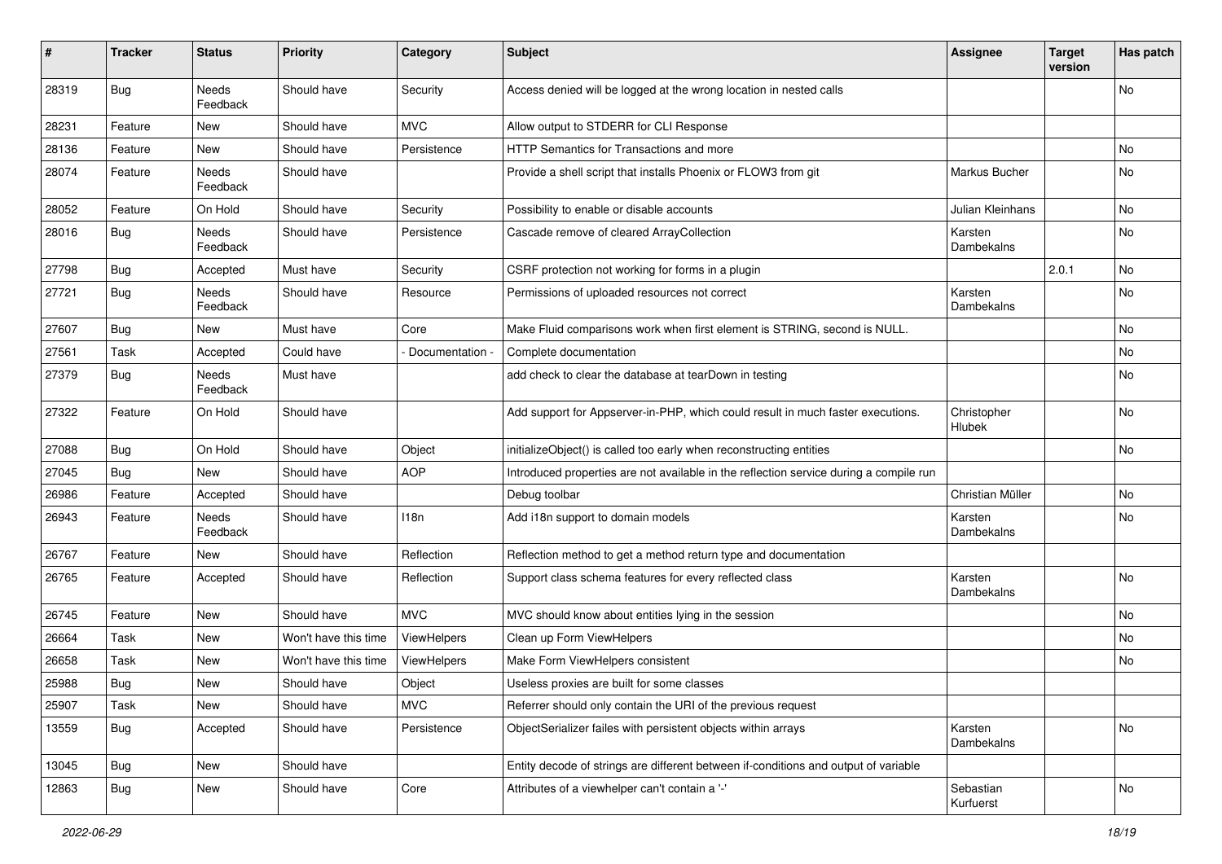| # | Tracker | Status | Priority | Category | Subject | Assignee | Target version | Has patch |
|---|---|---|---|---|---|---|---|---|
| 28319 | Bug | Needs Feedback | Should have | Security | Access denied will be logged at the wrong location in nested calls | | | No |
| 28231 | Feature | New | Should have | MVC | Allow output to STDERR for CLI Response | | | |
| 28136 | Feature | New | Should have | Persistence | HTTP Semantics for Transactions and more | | | No |
| 28074 | Feature | Needs Feedback | Should have | | Provide a shell script that installs Phoenix or FLOW3 from git | Markus Bucher | | No |
| 28052 | Feature | On Hold | Should have | Security | Possibility to enable or disable accounts | Julian Kleinhans | | No |
| 28016 | Bug | Needs Feedback | Should have | Persistence | Cascade remove of cleared ArrayCollection | Karsten Dambekalns | | No |
| 27798 | Bug | Accepted | Must have | Security | CSRF protection not working for forms in a plugin | | 2.0.1 | No |
| 27721 | Bug | Needs Feedback | Should have | Resource | Permissions of uploaded resources not correct | Karsten Dambekalns | | No |
| 27607 | Bug | New | Must have | Core | Make Fluid comparisons work when first element is STRING, second is NULL. | | | No |
| 27561 | Task | Accepted | Could have | - Documentation - | Complete documentation | | | No |
| 27379 | Bug | Needs Feedback | Must have | | add check to clear the database at tearDown in testing | | | No |
| 27322 | Feature | On Hold | Should have | | Add support for Appserver-in-PHP, which could result in much faster executions. | Christopher Hlubek | | No |
| 27088 | Bug | On Hold | Should have | Object | initializeObject() is called too early when reconstructing entities | | | No |
| 27045 | Bug | New | Should have | AOP | Introduced properties are not available in the reflection service during a compile run | | | |
| 26986 | Feature | Accepted | Should have | | Debug toolbar | Christian Müller | | No |
| 26943 | Feature | Needs Feedback | Should have | I18n | Add i18n support to domain models | Karsten Dambekalns | | No |
| 26767 | Feature | New | Should have | Reflection | Reflection method to get a method return type and documentation | | | |
| 26765 | Feature | Accepted | Should have | Reflection | Support class schema features for every reflected class | Karsten Dambekalns | | No |
| 26745 | Feature | New | Should have | MVC | MVC should know about entities lying in the session | | | No |
| 26664 | Task | New | Won't have this time | ViewHelpers | Clean up Form ViewHelpers | | | No |
| 26658 | Task | New | Won't have this time | ViewHelpers | Make Form ViewHelpers consistent | | | No |
| 25988 | Bug | New | Should have | Object | Useless proxies are built for some classes | | | |
| 25907 | Task | New | Should have | MVC | Referrer should only contain the URI of the previous request | | | |
| 13559 | Bug | Accepted | Should have | Persistence | ObjectSerializer failes with persistent objects within arrays | Karsten Dambekalns | | No |
| 13045 | Bug | New | Should have | | Entity decode of strings are different between if-conditions and output of variable | | | |
| 12863 | Bug | New | Should have | Core | Attributes of a viewhelper can't contain a '-' | Sebastian Kurfuerst | | No |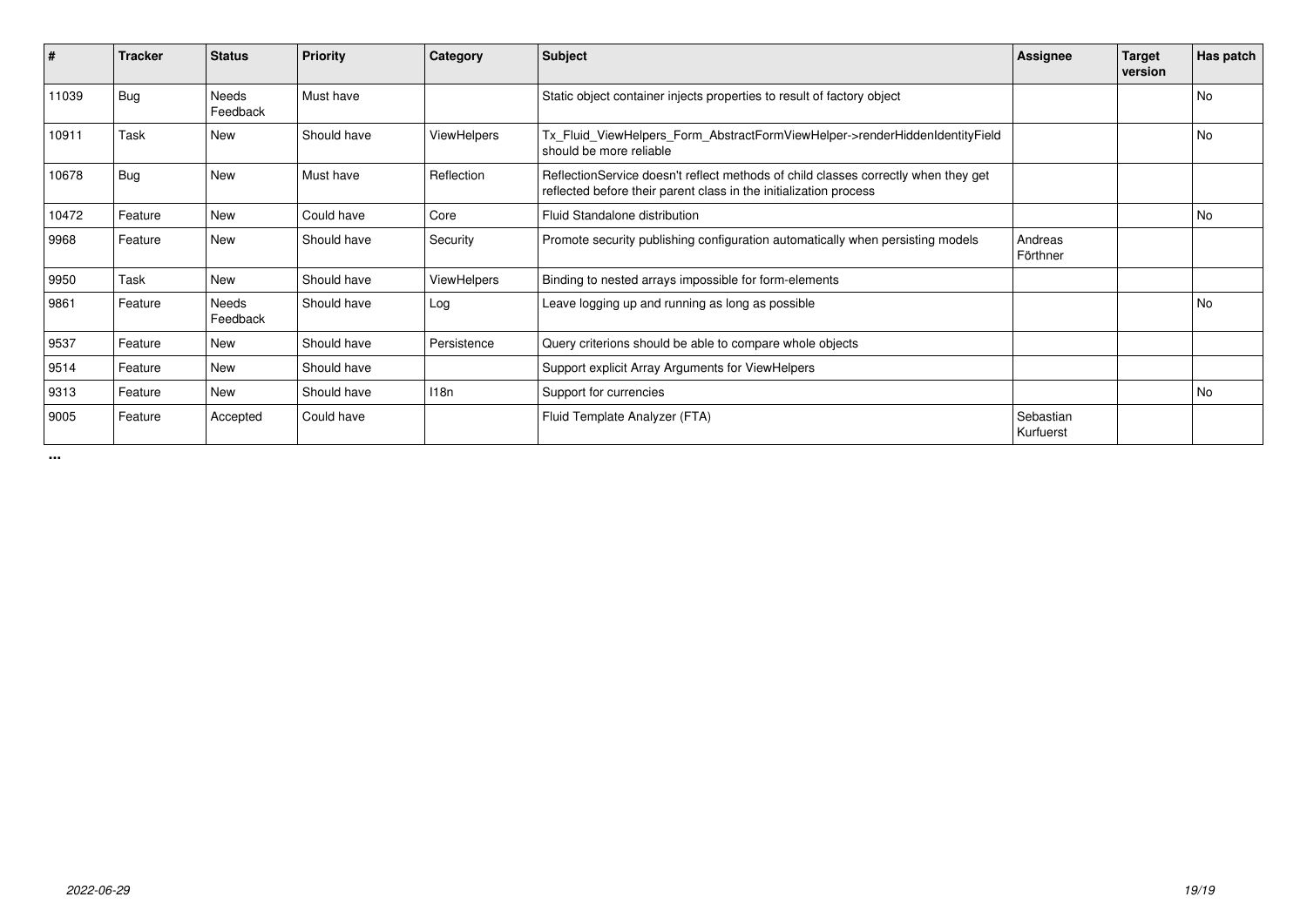| # | Tracker | Status | Priority | Category | Subject | Assignee | Target version | Has patch |
|---|---|---|---|---|---|---|---|---|
| 11039 | Bug | Needs Feedback | Must have | | Static object container injects properties to result of factory object | | | No |
| 10911 | Task | New | Should have | ViewHelpers | Tx_Fluid_ViewHelpers_Form_AbstractFormViewHelper->renderHiddenIdentityField should be more reliable | | | No |
| 10678 | Bug | New | Must have | Reflection | ReflectionService doesn't reflect methods of child classes correctly when they get reflected before their parent class in the initialization process | | | |
| 10472 | Feature | New | Could have | Core | Fluid Standalone distribution | | | No |
| 9968 | Feature | New | Should have | Security | Promote security publishing configuration automatically when persisting models | Andreas Förthner | | |
| 9950 | Task | New | Should have | ViewHelpers | Binding to nested arrays impossible for form-elements | | | |
| 9861 | Feature | Needs Feedback | Should have | Log | Leave logging up and running as long as possible | | | No |
| 9537 | Feature | New | Should have | Persistence | Query criterions should be able to compare whole objects | | | |
| 9514 | Feature | New | Should have | | Support explicit Array Arguments for ViewHelpers | | | |
| 9313 | Feature | New | Should have | I18n | Support for currencies | | | No |
| 9005 | Feature | Accepted | Could have | | Fluid Template Analyzer (FTA) | Sebastian Kurfuerst | | |

...